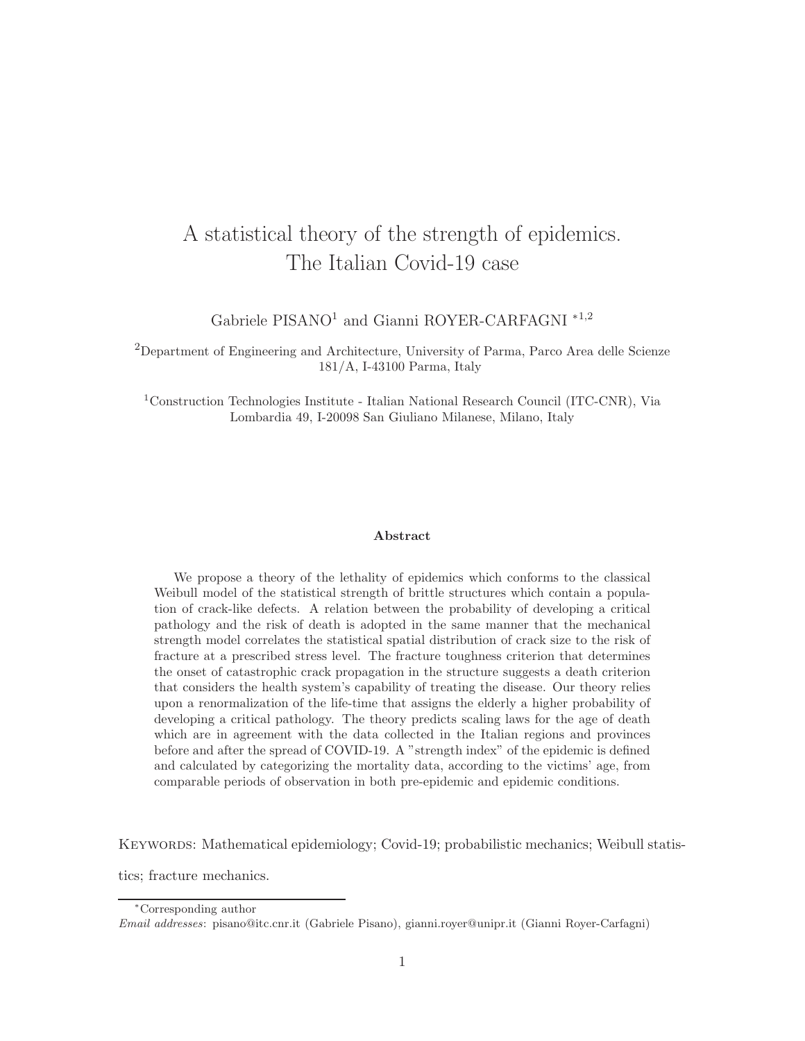# A statistical theory of the strength of epidemics. The Italian Covid-19 case

Gabriele PISANO[1] and Gianni ROYER-CARFAGNI [*1,2]

[2]Department of Engineering and Architecture, University of Parma, Parco Area delle Scienze 181/A, I-43100 Parma, Italy

[1]Construction Technologies Institute - Italian National Research Council (ITC-CNR), Via Lombardia 49, I-20098 San Giuliano Milanese, Milano, Italy

**Abstract**

We propose a theory of the lethality of epidemics which conforms to the classical Weibull model of the statistical strength of brittle structures which contain a population of crack-like defects. A relation between the probability of developing a critical pathology and the risk of death is adopted in the same manner that the mechanical strength model correlates the statistical spatial distribution of crack size to the risk of fracture at a prescribed stress level. The fracture toughness criterion that determines the onset of catastrophic crack propagation in the structure suggests a death criterion that considers the health system's capability of treating the disease. Our theory relies upon a renormalization of the life-time that assigns the elderly a higher probability of developing a critical pathology. The theory predicts scaling laws for the age of death which are in agreement with the data collected in the Italian regions and provinces before and after the spread of COVID-19. A "strength index" of the epidemic is defined and calculated by categorizing the mortality data, according to the victims' age, from comparable periods of observation in both pre-epidemic and epidemic conditions.

KEYWORDS: Mathematical epidemiology; Covid-19; probabilistic mechanics; Weibull statistics; fracture mechanics.

---

[*]Corresponding author

*Email addresses*: pisano@itc.cnr.it (Gabriele Pisano), gianni.royer@unipr.it (Gianni Royer-Carfagni)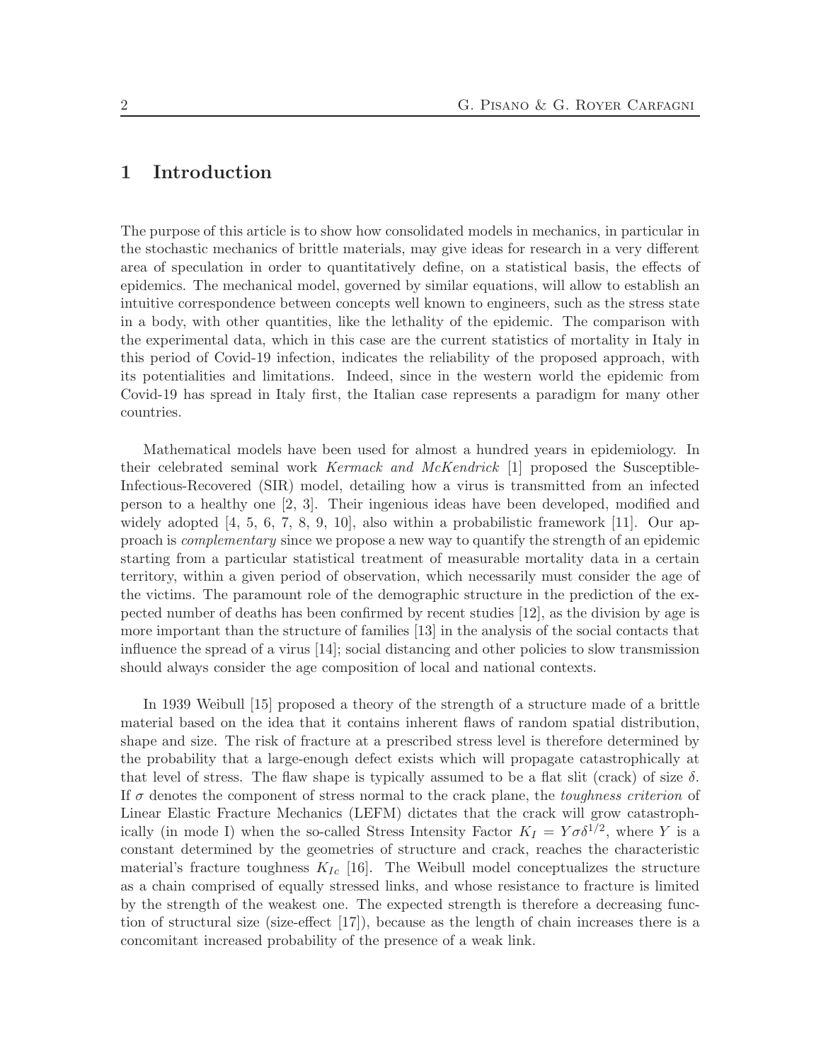## 1 Introduction

The purpose of this article is to show how consolidated models in mechanics, in particular in the stochastic mechanics of brittle materials, may give ideas for research in a very different area of speculation in order to quantitatively define, on a statistical basis, the effects of epidemics. The mechanical model, governed by similar equations, will allow to establish an intuitive correspondence between concepts well known to engineers, such as the stress state in a body, with other quantities, like the lethality of the epidemic. The comparison with the experimental data, which in this case are the current statistics of mortality in Italy in this period of Covid-19 infection, indicates the reliability of the proposed approach, with its potentialities and limitations. Indeed, since in the western world the epidemic from Covid-19 has spread in Italy first, the Italian case represents a paradigm for many other countries.

Mathematical models have been used for almost a hundred years in epidemiology. In their celebrated seminal work *Kermack and McKendrick* [1] proposed the Susceptible-Infectious-Recovered (SIR) model, detailing how a virus is transmitted from an infected person to a healthy one [2, 3]. Their ingenious ideas have been developed, modified and widely adopted [4, 5, 6, 7, 8, 9, 10], also within a probabilistic framework [11]. Our approach is *complementary* since we propose a new way to quantify the strength of an epidemic starting from a particular statistical treatment of measurable mortality data in a certain territory, within a given period of observation, which necessarily must consider the age of the victims. The paramount role of the demographic structure in the prediction of the expected number of deaths has been confirmed by recent studies [12], as the division by age is more important than the structure of families [13] in the analysis of the social contacts that influence the spread of a virus [14]; social distancing and other policies to slow transmission should always consider the age composition of local and national contexts.

In 1939 Weibull [15] proposed a theory of the strength of a structure made of a brittle material based on the idea that it contains inherent flaws of random spatial distribution, shape and size. The risk of fracture at a prescribed stress level is therefore determined by the probability that a large-enough defect exists which will propagate catastrophically at that level of stress. The flaw shape is typically assumed to be a flat slit (crack) of size $\delta$. If $\sigma$ denotes the component of stress normal to the crack plane, the *toughness criterion* of Linear Elastic Fracture Mechanics (LEFM) dictates that the crack will grow catastrophically (in mode I) when the so-called Stress Intensity Factor $K_I = Y\sigma\delta^{1/2}$, where $Y$ is a constant determined by the geometries of structure and crack, reaches the characteristic material's fracture toughness $K_{Ic}$ [16]. The Weibull model conceptualizes the structure as a chain comprised of equally stressed links, and whose resistance to fracture is limited by the strength of the weakest one. The expected strength is therefore a decreasing function of structural size (size-effect [17]), because as the length of chain increases there is a concomitant increased probability of the presence of a weak link.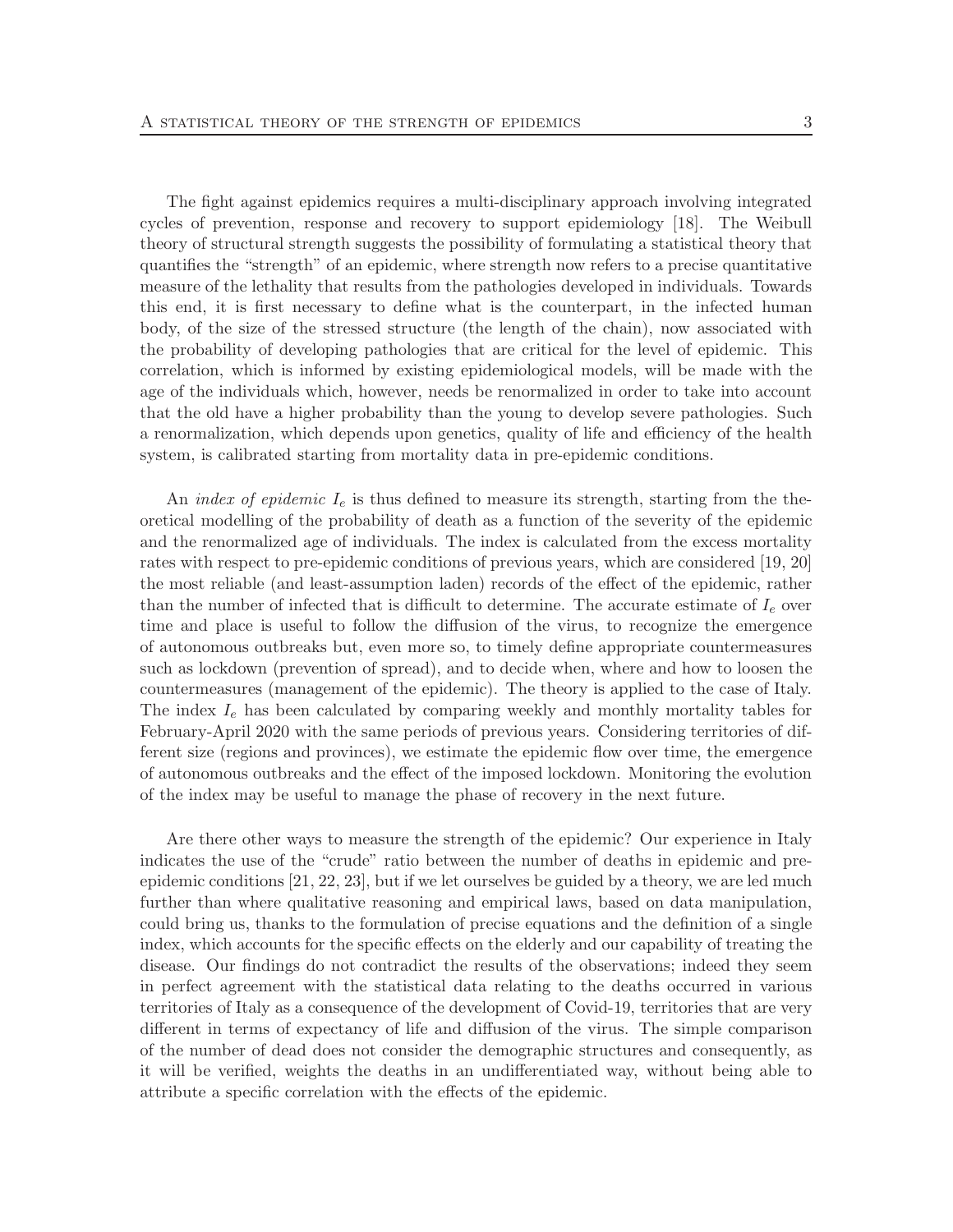The fight against epidemics requires a multi-disciplinary approach involving integrated cycles of prevention, response and recovery to support epidemiology [18]. The Weibull theory of structural strength suggests the possibility of formulating a statistical theory that quantifies the "strength" of an epidemic, where strength now refers to a precise quantitative measure of the lethality that results from the pathologies developed in individuals. Towards this end, it is first necessary to define what is the counterpart, in the infected human body, of the size of the stressed structure (the length of the chain), now associated with the probability of developing pathologies that are critical for the level of epidemic. This correlation, which is informed by existing epidemiological models, will be made with the age of the individuals which, however, needs be renormalized in order to take into account that the old have a higher probability than the young to develop severe pathologies. Such a renormalization, which depends upon genetics, quality of life and efficiency of the health system, is calibrated starting from mortality data in pre-epidemic conditions.

An *index of epidemic* $I_e$ is thus defined to measure its strength, starting from the theoretical modelling of the probability of death as a function of the severity of the epidemic and the renormalized age of individuals. The index is calculated from the excess mortality rates with respect to pre-epidemic conditions of previous years, which are considered [19, 20] the most reliable (and least-assumption laden) records of the effect of the epidemic, rather than the number of infected that is difficult to determine. The accurate estimate of $I_e$ over time and place is useful to follow the diffusion of the virus, to recognize the emergence of autonomous outbreaks but, even more so, to timely define appropriate countermeasures such as lockdown (prevention of spread), and to decide when, where and how to loosen the countermeasures (management of the epidemic). The theory is applied to the case of Italy. The index $I_e$ has been calculated by comparing weekly and monthly mortality tables for February-April 2020 with the same periods of previous years. Considering territories of different size (regions and provinces), we estimate the epidemic flow over time, the emergence of autonomous outbreaks and the effect of the imposed lockdown. Monitoring the evolution of the index may be useful to manage the phase of recovery in the next future.

Are there other ways to measure the strength of the epidemic? Our experience in Italy indicates the use of the "crude" ratio between the number of deaths in epidemic and pre-epidemic conditions [21, 22, 23], but if we let ourselves be guided by a theory, we are led much further than where qualitative reasoning and empirical laws, based on data manipulation, could bring us, thanks to the formulation of precise equations and the definition of a single index, which accounts for the specific effects on the elderly and our capability of treating the disease. Our findings do not contradict the results of the observations; indeed they seem in perfect agreement with the statistical data relating to the deaths occurred in various territories of Italy as a consequence of the development of Covid-19, territories that are very different in terms of expectancy of life and diffusion of the virus. The simple comparison of the number of dead does not consider the demographic structures and consequently, as it will be verified, weights the deaths in an undifferentiated way, without being able to attribute a specific correlation with the effects of the epidemic.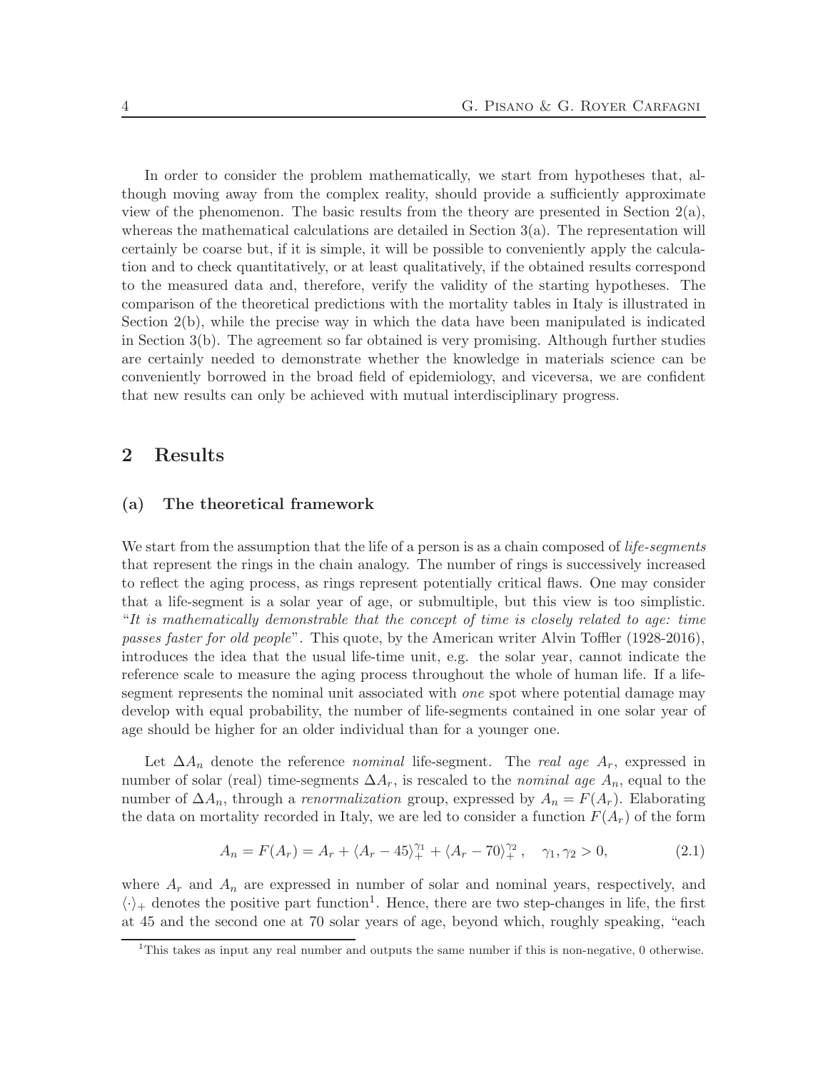In order to consider the problem mathematically, we start from hypotheses that, although moving away from the complex reality, should provide a sufficiently approximate view of the phenomenon. The basic results from the theory are presented in Section 2(a), whereas the mathematical calculations are detailed in Section 3(a). The representation will certainly be coarse but, if it is simple, it will be possible to conveniently apply the calculation and to check quantitatively, or at least qualitatively, if the obtained results correspond to the measured data and, therefore, verify the validity of the starting hypotheses. The comparison of the theoretical predictions with the mortality tables in Italy is illustrated in Section 2(b), while the precise way in which the data have been manipulated is indicated in Section 3(b). The agreement so far obtained is very promising. Although further studies are certainly needed to demonstrate whether the knowledge in materials science can be conveniently borrowed in the broad field of epidemiology, and viceversa, we are confident that new results can only be achieved with mutual interdisciplinary progress.

# 2 Results

## (a) The theoretical framework

We start from the assumption that the life of a person is as a chain composed of *life-segments* that represent the rings in the chain analogy. The number of rings is successively increased to reflect the aging process, as rings represent potentially critical flaws. One may consider that a life-segment is a solar year of age, or submultiple, but this view is too simplistic. "*It is mathematically demonstrable that the concept of time is closely related to age: time passes faster for old people*". This quote, by the American writer Alvin Toffler (1928-2016), introduces the idea that the usual life-time unit, e.g. the solar year, cannot indicate the reference scale to measure the aging process throughout the whole of human life. If a life-segment represents the nominal unit associated with *one* spot where potential damage may develop with equal probability, the number of life-segments contained in one solar year of age should be higher for an older individual than for a younger one.

Let $\Delta A_n$ denote the reference *nominal* life-segment. The *real age* $A_r$, expressed in number of solar (real) time-segments $\Delta A_r$, is rescaled to the *nominal age* $A_n$, equal to the number of $\Delta A_n$, through a *renormalization* group, expressed by $A_n = F(A_r)$. Elaborating the data on mortality recorded in Italy, we are led to consider a function $F(A_r)$ of the form

$$A_n = F(A_r) = A_r + \langle A_r - 45 \rangle_+^{\gamma_1} + \langle A_r - 70 \rangle_+^{\gamma_2}, \quad \gamma_1, \gamma_2 > 0, \tag{2.1}$$

where $A_r$ and $A_n$ are expressed in number of solar and nominal years, respectively, and $\langle \cdot \rangle_+$ denotes the positive part function[1]. Hence, there are two step-changes in life, the first at 45 and the second one at 70 solar years of age, beyond which, roughly speaking, "each

[1] This takes as input any real number and outputs the same number if this is non-negative, 0 otherwise.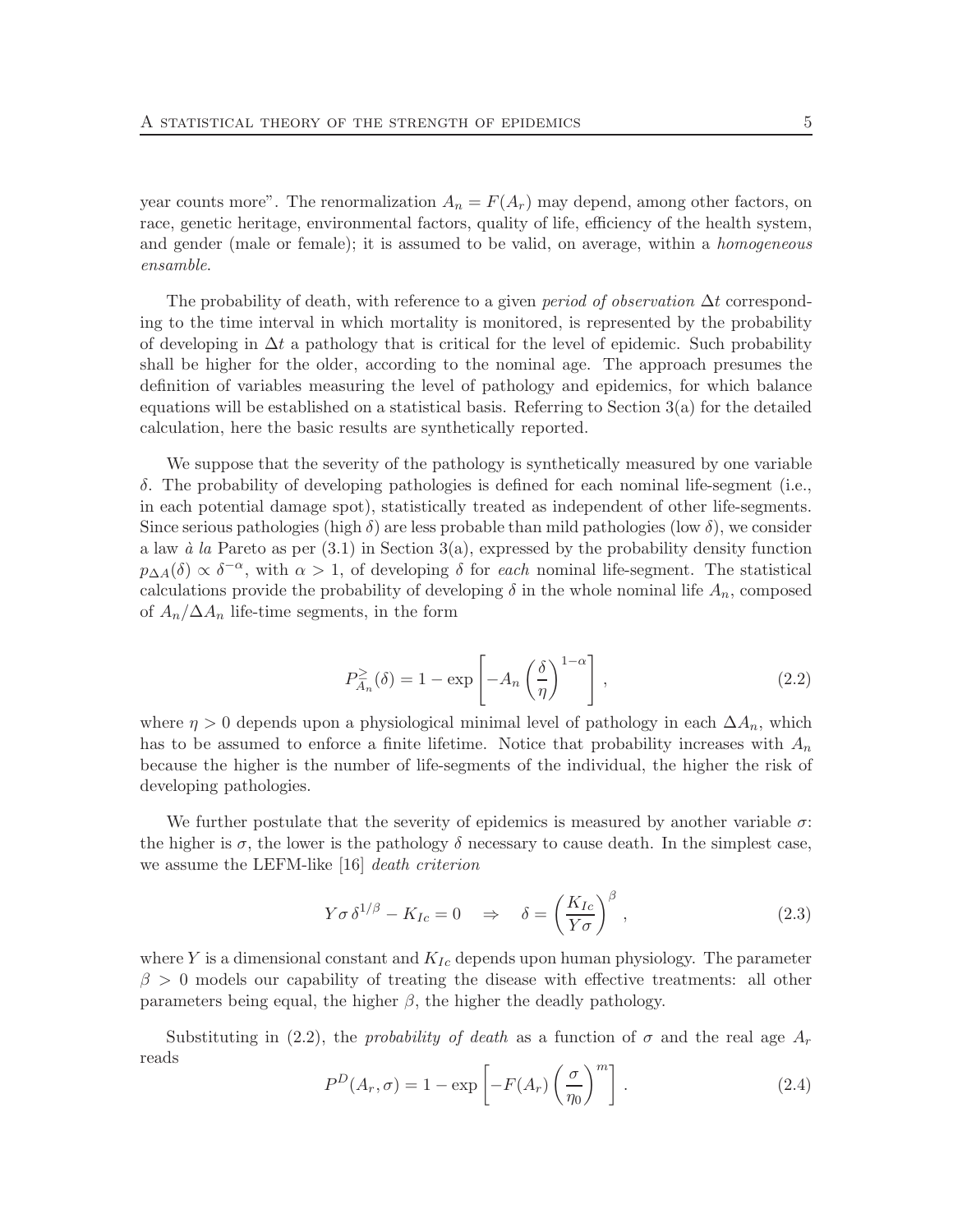year counts more". The renormalization $A_n = F(A_r)$ may depend, among other factors, on race, genetic heritage, environmental factors, quality of life, efficiency of the health system, and gender (male or female); it is assumed to be valid, on average, within a *homogeneous ensamble*.

The probability of death, with reference to a given *period of observation* $\Delta t$ corresponding to the time interval in which mortality is monitored, is represented by the probability of developing in $\Delta t$ a pathology that is critical for the level of epidemic. Such probability shall be higher for the older, according to the nominal age. The approach presumes the definition of variables measuring the level of pathology and epidemics, for which balance equations will be established on a statistical basis. Referring to Section 3(a) for the detailed calculation, here the basic results are synthetically reported.

We suppose that the severity of the pathology is synthetically measured by one variable $\delta$. The probability of developing pathologies is defined for each nominal life-segment (i.e., in each potential damage spot), statistically treated as independent of other life-segments. Since serious pathologies (high $\delta$) are less probable than mild pathologies (low $\delta$), we consider a law *à la* Pareto as per (3.1) in Section 3(a), expressed by the probability density function $p_{\Delta A}(\delta) \propto \delta^{-\alpha}$, with $\alpha > 1$, of developing $\delta$ for *each* nominal life-segment. The statistical calculations provide the probability of developing $\delta$ in the whole nominal life $A_n$, composed of $A_n/\Delta A_n$ life-time segments, in the form

$$P^{\geq}_{A_n}(\delta) = 1 - \exp\left[-A_n\left(\frac{\delta}{\eta}\right)^{1-\alpha}\right], \tag{2.2}$$

where $\eta > 0$ depends upon a physiological minimal level of pathology in each $\Delta A_n$, which has to be assumed to enforce a finite lifetime. Notice that probability increases with $A_n$ because the higher is the number of life-segments of the individual, the higher the risk of developing pathologies.

We further postulate that the severity of epidemics is measured by another variable $\sigma$: the higher is $\sigma$, the lower is the pathology $\delta$ necessary to cause death. In the simplest case, we assume the LEFM-like [16] *death criterion*

$$Y\sigma\,\delta^{1/\beta} - K_{Ic} = 0 \quad \Rightarrow \quad \delta = \left(\frac{K_{Ic}}{Y\sigma}\right)^{\beta}, \tag{2.3}$$

where $Y$ is a dimensional constant and $K_{Ic}$ depends upon human physiology. The parameter $\beta > 0$ models our capability of treating the disease with effective treatments: all other parameters being equal, the higher $\beta$, the higher the deadly pathology.

Substituting in (2.2), the *probability of death* as a function of $\sigma$ and the real age $A_r$ reads

$$P^D(A_r, \sigma) = 1 - \exp\left[-F(A_r)\left(\frac{\sigma}{\eta_0}\right)^{m}\right]. \tag{2.4}$$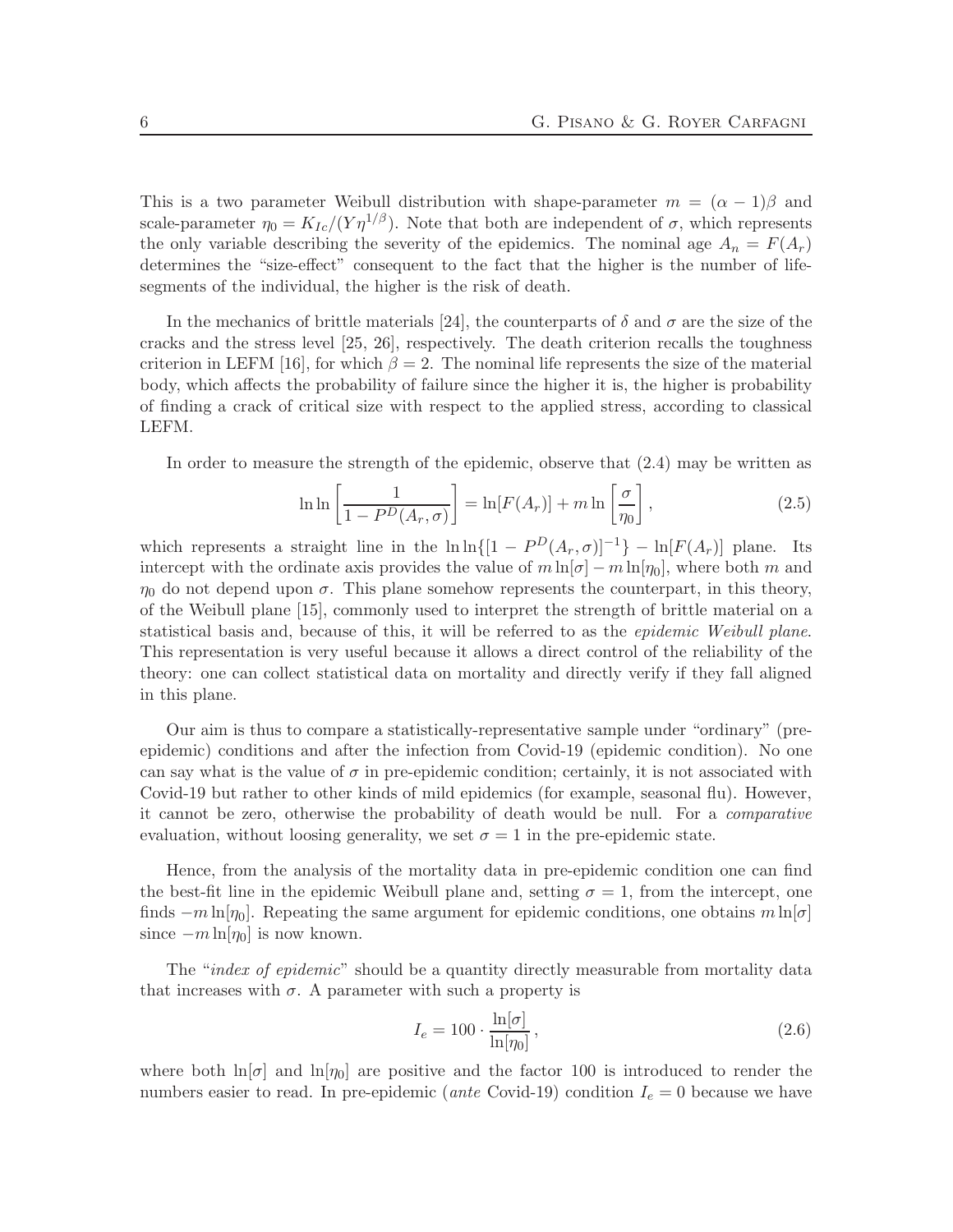This is a two parameter Weibull distribution with shape-parameter $m = (\alpha - 1)\beta$ and scale-parameter $\eta_0 = K_{Ic}/(Y\eta^{1/\beta})$. Note that both are independent of $\sigma$, which represents the only variable describing the severity of the epidemics. The nominal age $A_n = F(A_r)$ determines the "size-effect" consequent to the fact that the higher is the number of life-segments of the individual, the higher is the risk of death.

In the mechanics of brittle materials [24], the counterparts of $\delta$ and $\sigma$ are the size of the cracks and the stress level [25, 26], respectively. The death criterion recalls the toughness criterion in LEFM [16], for which $\beta = 2$. The nominal life represents the size of the material body, which affects the probability of failure since the higher it is, the higher is probability of finding a crack of critical size with respect to the applied stress, according to classical LEFM.

In order to measure the strength of the epidemic, observe that (2.4) may be written as

$$
\ln \ln \left[ \frac{1}{1 - P^D(A_r, \sigma)} \right] = \ln[F(A_r)] + m \ln \left[ \frac{\sigma}{\eta_0} \right], \tag{2.5}
$$

which represents a straight line in the $\ln \ln\{[1 - P^D(A_r, \sigma)]^{-1}\} - \ln[F(A_r)]$ plane. Its intercept with the ordinate axis provides the value of $m \ln[\sigma] - m \ln[\eta_0]$, where both $m$ and $\eta_0$ do not depend upon $\sigma$. This plane somehow represents the counterpart, in this theory, of the Weibull plane [15], commonly used to interpret the strength of brittle material on a statistical basis and, because of this, it will be referred to as the *epidemic Weibull plane*. This representation is very useful because it allows a direct control of the reliability of the theory: one can collect statistical data on mortality and directly verify if they fall aligned in this plane.

Our aim is thus to compare a statistically-representative sample under "ordinary" (pre-epidemic) conditions and after the infection from Covid-19 (epidemic condition). No one can say what is the value of $\sigma$ in pre-epidemic condition; certainly, it is not associated with Covid-19 but rather to other kinds of mild epidemics (for example, seasonal flu). However, it cannot be zero, otherwise the probability of death would be null. For a *comparative* evaluation, without loosing generality, we set $\sigma = 1$ in the pre-epidemic state.

Hence, from the analysis of the mortality data in pre-epidemic condition one can find the best-fit line in the epidemic Weibull plane and, setting $\sigma = 1$, from the intercept, one finds $-m \ln[\eta_0]$. Repeating the same argument for epidemic conditions, one obtains $m \ln[\sigma]$ since $-m \ln[\eta_0]$ is now known.

The "*index of epidemic*" should be a quantity directly measurable from mortality data that increases with $\sigma$. A parameter with such a property is

$$
I_e = 100 \cdot \frac{\ln[\sigma]}{\ln[\eta_0]}, \tag{2.6}
$$

where both $\ln[\sigma]$ and $\ln[\eta_0]$ are positive and the factor 100 is introduced to render the numbers easier to read. In pre-epidemic (*ante* Covid-19) condition $I_e = 0$ because we have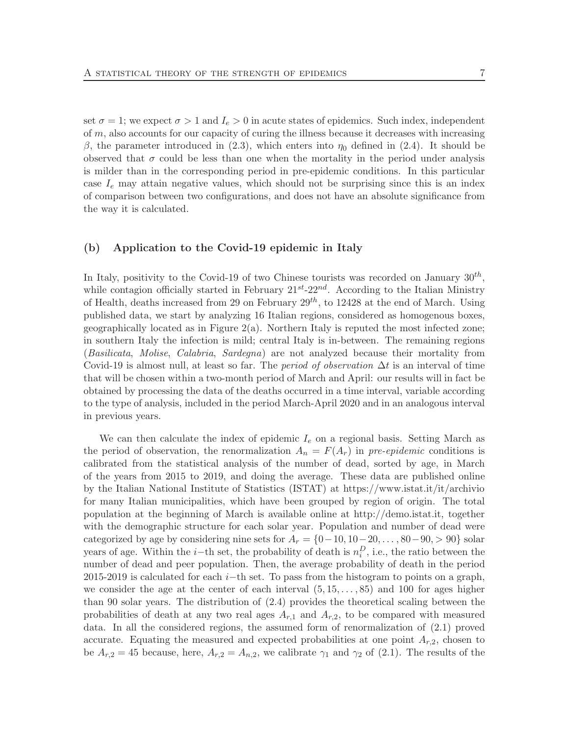set $\sigma = 1$; we expect $\sigma > 1$ and $I_e > 0$ in acute states of epidemics. Such index, independent of $m$, also accounts for our capacity of curing the illness because it decreases with increasing $\beta$, the parameter introduced in (2.3), which enters into $\eta_0$ defined in (2.4). It should be observed that $\sigma$ could be less than one when the mortality in the period under analysis is milder than in the corresponding period in pre-epidemic conditions. In this particular case $I_e$ may attain negative values, which should not be surprising since this is an index of comparison between two configurations, and does not have an absolute significance from the way it is calculated.

### (b) Application to the Covid-19 epidemic in Italy

In Italy, positivity to the Covid-19 of two Chinese tourists was recorded on January $30^{th}$, while contagion officially started in February $21^{st}$-$22^{nd}$. According to the Italian Ministry of Health, deaths increased from 29 on February $29^{th}$, to 12428 at the end of March. Using published data, we start by analyzing 16 Italian regions, considered as homogenous boxes, geographically located as in Figure 2(a). Northern Italy is reputed the most infected zone; in southern Italy the infection is mild; central Italy is in-between. The remaining regions (*Basilicata*, *Molise*, *Calabria*, *Sardegna*) are not analyzed because their mortality from Covid-19 is almost null, at least so far. The *period of observation* $\Delta t$ is an interval of time that will be chosen within a two-month period of March and April: our results will in fact be obtained by processing the data of the deaths occurred in a time interval, variable according to the type of analysis, included in the period March-April 2020 and in an analogous interval in previous years.

We can then calculate the index of epidemic $I_e$ on a regional basis. Setting March as the period of observation, the renormalization $A_n = F(A_r)$ in *pre-epidemic* conditions is calibrated from the statistical analysis of the number of dead, sorted by age, in March of the years from 2015 to 2019, and doing the average. These data are published online by the Italian National Institute of Statistics (ISTAT) at https://www.istat.it/it/archivio for many Italian municipalities, which have been grouped by region of origin. The total population at the beginning of March is available online at http://demo.istat.it, together with the demographic structure for each solar year. Population and number of dead were categorized by age by considering nine sets for $A_r = \{0-10, 10-20, \ldots, 80-90, > 90\}$ solar years of age. Within the $i-$th set, the probability of death is $n_i^D$, i.e., the ratio between the number of dead and peer population. Then, the average probability of death in the period 2015-2019 is calculated for each $i-$th set. To pass from the histogram to points on a graph, we consider the age at the center of each interval $(5, 15, \ldots, 85)$ and 100 for ages higher than 90 solar years. The distribution of (2.4) provides the theoretical scaling between the probabilities of death at any two real ages $A_{r,1}$ and $A_{r,2}$, to be compared with measured data. In all the considered regions, the assumed form of renormalization of (2.1) proved accurate. Equating the measured and expected probabilities at one point $A_{r,2}$, chosen to be $A_{r,2} = 45$ because, here, $A_{r,2} = A_{n,2}$, we calibrate $\gamma_1$ and $\gamma_2$ of (2.1). The results of the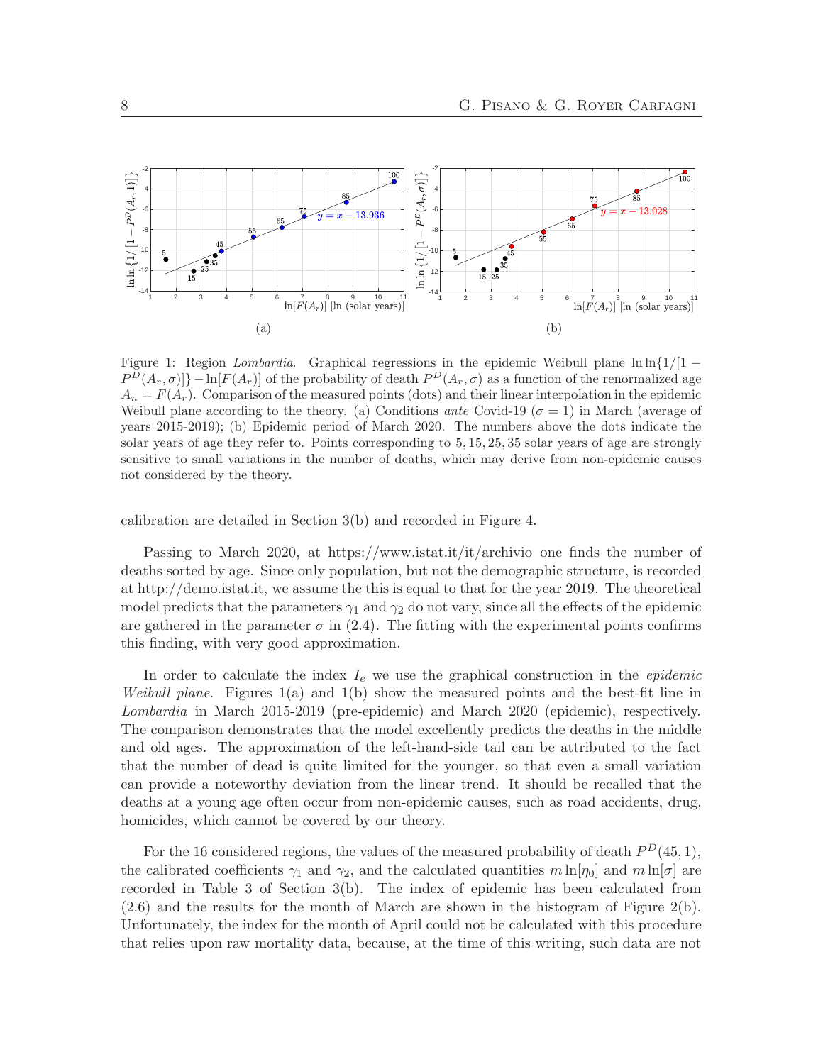Figure 1: Region *Lombardia*. Graphical regressions in the epidemic Weibull plane $\ln\ln\{1/[1 - P^D(A_r,\sigma)]\} - \ln[F(A_r)]$ of the probability of death $P^D(A_r,\sigma)$ as a function of the renormalized age $A_n = F(A_r)$. Comparison of the measured points (dots) and their linear interpolation in the epidemic Weibull plane according to the theory. (a) Conditions *ante* Covid-19 ($\sigma = 1$) in March (average of years 2015-2019); (b) Epidemic period of March 2020. The numbers above the dots indicate the solar years of age they refer to. Points corresponding to $5, 15, 25, 35$ solar years of age are strongly sensitive to small variations in the number of deaths, which may derive from non-epidemic causes not considered by the theory.

calibration are detailed in Section 3(b) and recorded in Figure 4.

Passing to March 2020, at https://www.istat.it/it/archivio one finds the number of deaths sorted by age. Since only population, but not the demographic structure, is recorded at http://demo.istat.it, we assume the this is equal to that for the year 2019. The theoretical model predicts that the parameters $\gamma_1$ and $\gamma_2$ do not vary, since all the effects of the epidemic are gathered in the parameter $\sigma$ in (2.4). The fitting with the experimental points confirms this finding, with very good approximation.

In order to calculate the index $I_e$ we use the graphical construction in the *epidemic Weibull plane*. Figures 1(a) and 1(b) show the measured points and the best-fit line in *Lombardia* in March 2015-2019 (pre-epidemic) and March 2020 (epidemic), respectively. The comparison demonstrates that the model excellently predicts the deaths in the middle and old ages. The approximation of the left-hand-side tail can be attributed to the fact that the number of dead is quite limited for the younger, so that even a small variation can provide a noteworthy deviation from the linear trend. It should be recalled that the deaths at a young age often occur from non-epidemic causes, such as road accidents, drug, homicides, which cannot be covered by our theory.

For the 16 considered regions, the values of the measured probability of death $P^D(45,1)$, the calibrated coefficients $\gamma_1$ and $\gamma_2$, and the calculated quantities $m\ln[\eta_0]$ and $m\ln[\sigma]$ are recorded in Table 3 of Section 3(b). The index of epidemic has been calculated from (2.6) and the results for the month of March are shown in the histogram of Figure 2(b). Unfortunately, the index for the month of April could not be calculated with this procedure that relies upon raw mortality data, because, at the time of this writing, such data are not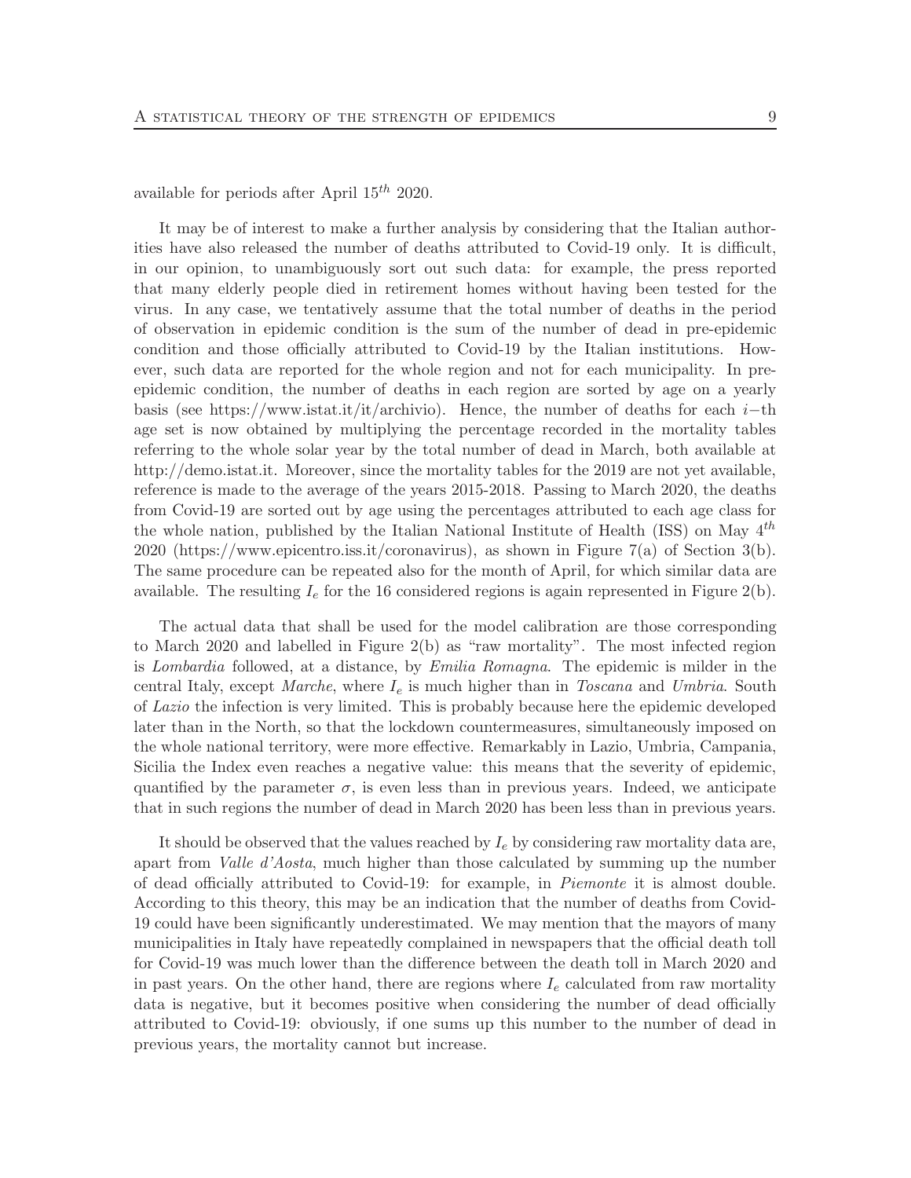available for periods after April $15^{th}$ 2020.

It may be of interest to make a further analysis by considering that the Italian authorities have also released the number of deaths attributed to Covid-19 only. It is difficult, in our opinion, to unambiguously sort out such data: for example, the press reported that many elderly people died in retirement homes without having been tested for the virus. In any case, we tentatively assume that the total number of deaths in the period of observation in epidemic condition is the sum of the number of dead in pre-epidemic condition and those officially attributed to Covid-19 by the Italian institutions. However, such data are reported for the whole region and not for each municipality. In pre-epidemic condition, the number of deaths in each region are sorted by age on a yearly basis (see https://www.istat.it/it/archivio). Hence, the number of deaths for each $i-$th age set is now obtained by multiplying the percentage recorded in the mortality tables referring to the whole solar year by the total number of dead in March, both available at http://demo.istat.it. Moreover, since the mortality tables for the 2019 are not yet available, reference is made to the average of the years 2015-2018. Passing to March 2020, the deaths from Covid-19 are sorted out by age using the percentages attributed to each age class for the whole nation, published by the Italian National Institute of Health (ISS) on May $4^{th}$ 2020 (https://www.epicentro.iss.it/coronavirus), as shown in Figure 7(a) of Section 3(b). The same procedure can be repeated also for the month of April, for which similar data are available. The resulting $I_e$ for the 16 considered regions is again represented in Figure 2(b).

The actual data that shall be used for the model calibration are those corresponding to March 2020 and labelled in Figure 2(b) as "raw mortality". The most infected region is *Lombardia* followed, at a distance, by *Emilia Romagna*. The epidemic is milder in the central Italy, except *Marche*, where $I_e$ is much higher than in *Toscana* and *Umbria*. South of *Lazio* the infection is very limited. This is probably because here the epidemic developed later than in the North, so that the lockdown countermeasures, simultaneously imposed on the whole national territory, were more effective. Remarkably in Lazio, Umbria, Campania, Sicilia the Index even reaches a negative value: this means that the severity of epidemic, quantified by the parameter $\sigma$, is even less than in previous years. Indeed, we anticipate that in such regions the number of dead in March 2020 has been less than in previous years.

It should be observed that the values reached by $I_e$ by considering raw mortality data are, apart from *Valle d'Aosta*, much higher than those calculated by summing up the number of dead officially attributed to Covid-19: for example, in *Piemonte* it is almost double. According to this theory, this may be an indication that the number of deaths from Covid-19 could have been significantly underestimated. We may mention that the mayors of many municipalities in Italy have repeatedly complained in newspapers that the official death toll for Covid-19 was much lower than the difference between the death toll in March 2020 and in past years. On the other hand, there are regions where $I_e$ calculated from raw mortality data is negative, but it becomes positive when considering the number of dead officially attributed to Covid-19: obviously, if one sums up this number to the number of dead in previous years, the mortality cannot but increase.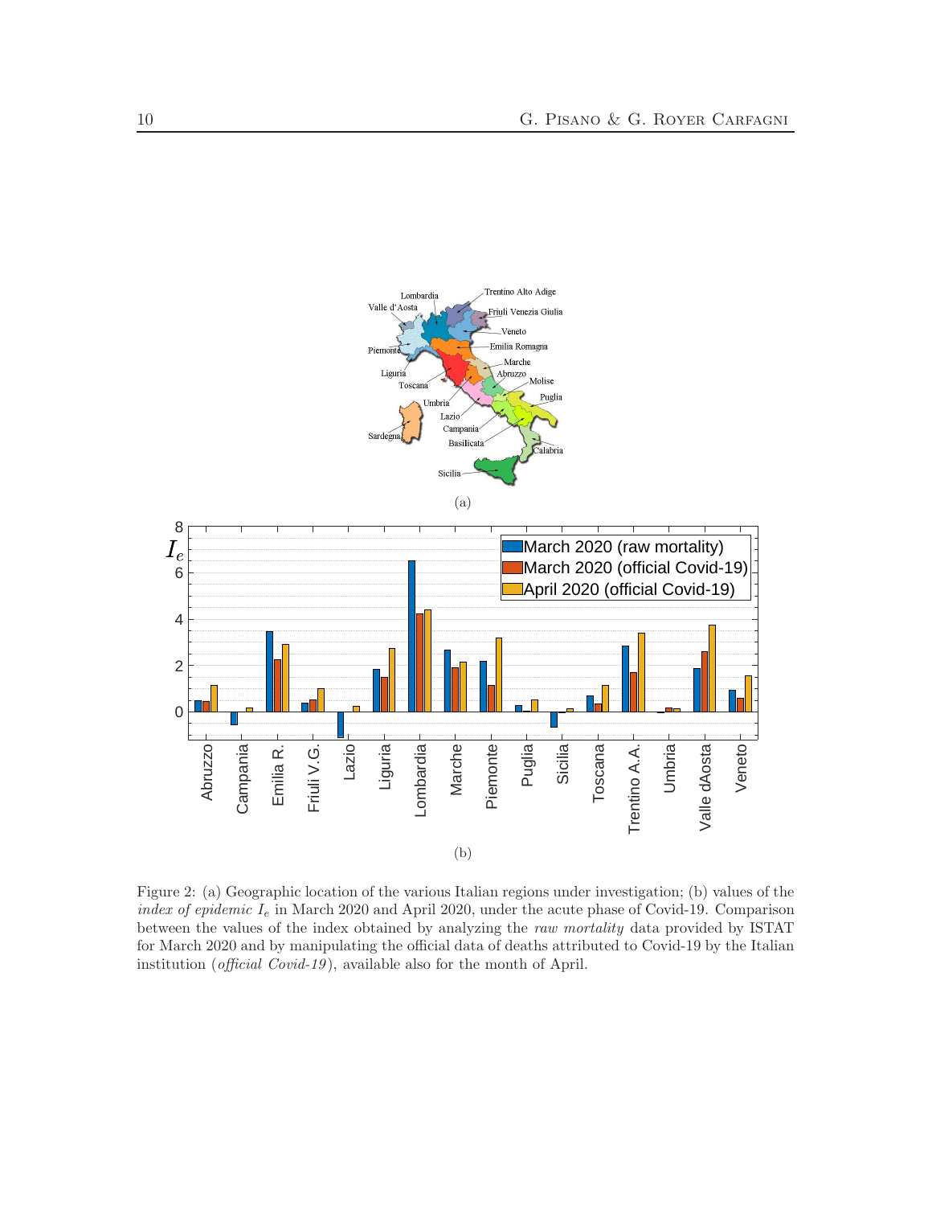Figure 2: (a) Geographic location of the various Italian regions under investigation; (b) values of the *index of epidemic* $I_e$ in March 2020 and April 2020, under the acute phase of Covid-19. Comparison between the values of the index obtained by analyzing the *raw mortality* data provided by ISTAT for March 2020 and by manipulating the official data of deaths attributed to Covid-19 by the Italian institution (*official Covid-19*), available also for the month of April.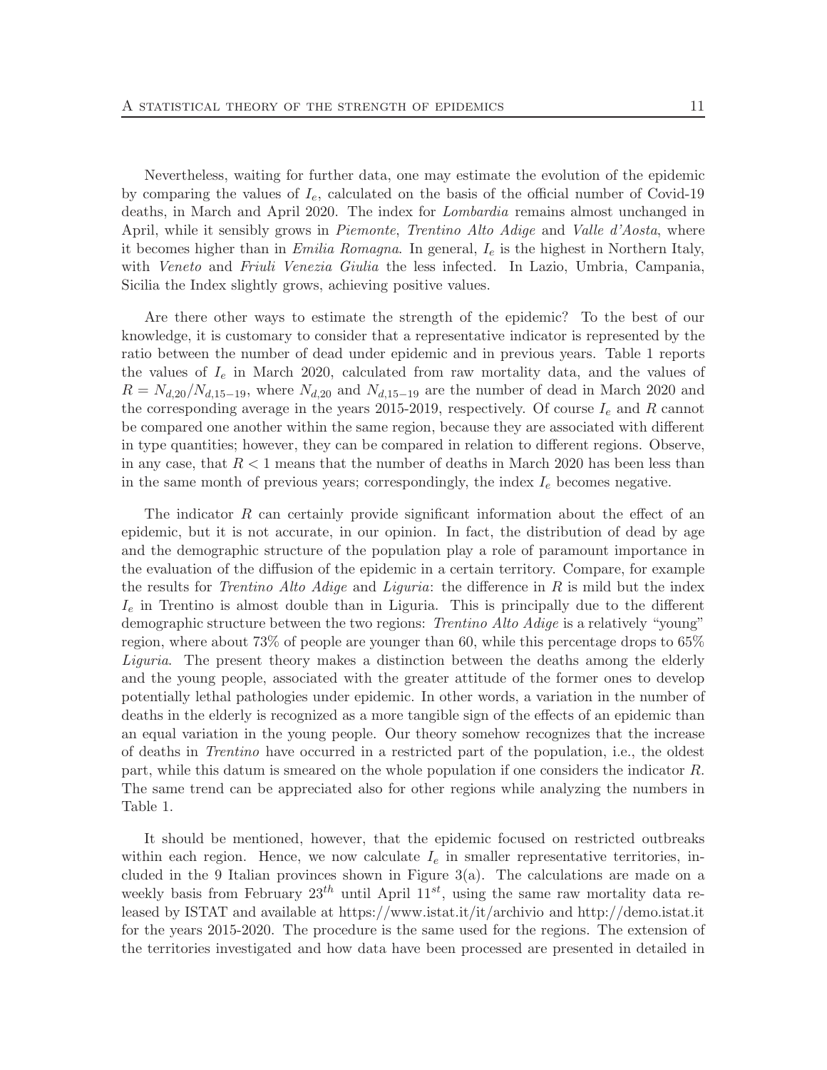Nevertheless, waiting for further data, one may estimate the evolution of the epidemic by comparing the values of $I_e$, calculated on the basis of the official number of Covid-19 deaths, in March and April 2020. The index for *Lombardia* remains almost unchanged in April, while it sensibly grows in *Piemonte*, *Trentino Alto Adige* and *Valle d'Aosta*, where it becomes higher than in *Emilia Romagna*. In general, $I_e$ is the highest in Northern Italy, with *Veneto* and *Friuli Venezia Giulia* the less infected. In Lazio, Umbria, Campania, Sicilia the Index slightly grows, achieving positive values.

Are there other ways to estimate the strength of the epidemic? To the best of our knowledge, it is customary to consider that a representative indicator is represented by the ratio between the number of dead under epidemic and in previous years. Table 1 reports the values of $I_e$ in March 2020, calculated from raw mortality data, and the values of $R = N_{d,20}/N_{d,15-19}$, where $N_{d,20}$ and $N_{d,15-19}$ are the number of dead in March 2020 and the corresponding average in the years 2015-2019, respectively. Of course $I_e$ and $R$ cannot be compared one another within the same region, because they are associated with different in type quantities; however, they can be compared in relation to different regions. Observe, in any case, that $R < 1$ means that the number of deaths in March 2020 has been less than in the same month of previous years; correspondingly, the index $I_e$ becomes negative.

The indicator $R$ can certainly provide significant information about the effect of an epidemic, but it is not accurate, in our opinion. In fact, the distribution of dead by age and the demographic structure of the population play a role of paramount importance in the evaluation of the diffusion of the epidemic in a certain territory. Compare, for example the results for *Trentino Alto Adige* and *Liguria*: the difference in $R$ is mild but the index $I_e$ in Trentino is almost double than in Liguria. This is principally due to the different demographic structure between the two regions: *Trentino Alto Adige* is a relatively "young" region, where about 73% of people are younger than 60, while this percentage drops to 65% *Liguria*. The present theory makes a distinction between the deaths among the elderly and the young people, associated with the greater attitude of the former ones to develop potentially lethal pathologies under epidemic. In other words, a variation in the number of deaths in the elderly is recognized as a more tangible sign of the effects of an epidemic than an equal variation in the young people. Our theory somehow recognizes that the increase of deaths in *Trentino* have occurred in a restricted part of the population, i.e., the oldest part, while this datum is smeared on the whole population if one considers the indicator $R$. The same trend can be appreciated also for other regions while analyzing the numbers in Table 1.

It should be mentioned, however, that the epidemic focused on restricted outbreaks within each region. Hence, we now calculate $I_e$ in smaller representative territories, included in the 9 Italian provinces shown in Figure 3(a). The calculations are made on a weekly basis from February $23^{th}$ until April $11^{st}$, using the same raw mortality data released by ISTAT and available at https://www.istat.it/it/archivio and http://demo.istat.it for the years 2015-2020. The procedure is the same used for the regions. The extension of the territories investigated and how data have been processed are presented in detailed in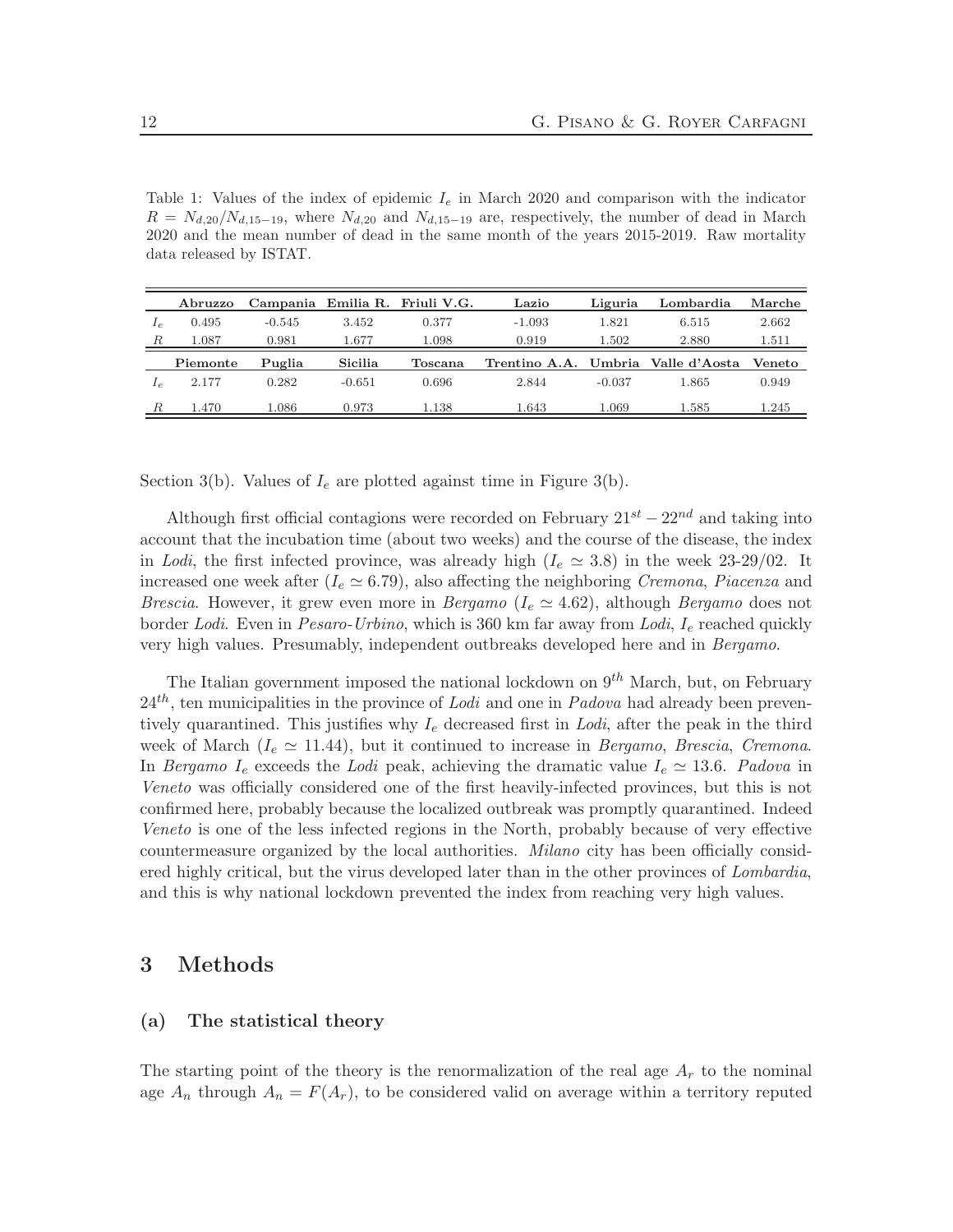Table 1: Values of the index of epidemic $I_e$ in March 2020 and comparison with the indicator $R = N_{d,20}/N_{d,15-19}$, where $N_{d,20}$ and $N_{d,15-19}$ are, respectively, the number of dead in March 2020 and the mean number of dead in the same month of the years 2015-2019. Raw mortality data released by ISTAT.

| | **Abruzzo** | **Campania** | **Emilia R.** | **Friuli V.G.** | **Lazio** | **Liguria** | **Lombardia** | **Marche** |
|---|---|---|---|---|---|---|---|---|
| $I_e$ | 0.495 | -0.545 | 3.452 | 0.377 | -1.093 | 1.821 | 6.515 | 2.662 |
| $R$ | 1.087 | 0.981 | 1.677 | 1.098 | 0.919 | 1.502 | 2.880 | 1.511 |
| | **Piemonte** | **Puglia** | **Sicilia** | **Toscana** | **Trentino A.A.** | **Umbria** | **Valle d'Aosta** | **Veneto** |
| $I_e$ | 2.177 | 0.282 | -0.651 | 0.696 | 2.844 | -0.037 | 1.865 | 0.949 |
| $R$ | 1.470 | 1.086 | 0.973 | 1.138 | 1.643 | 1.069 | 1.585 | 1.245 |

Section 3(b). Values of $I_e$ are plotted against time in Figure 3(b).

Although first official contagions were recorded on February $21^{st} - 22^{nd}$ and taking into account that the incubation time (about two weeks) and the course of the disease, the index in *Lodi*, the first infected province, was already high ($I_e \simeq 3.8$) in the week 23-29/02. It increased one week after ($I_e \simeq 6.79$), also affecting the neighboring *Cremona*, *Piacenza* and *Brescia*. However, it grew even more in *Bergamo* ($I_e \simeq 4.62$), although *Bergamo* does not border *Lodi*. Even in *Pesaro-Urbino*, which is 360 km far away from *Lodi*, $I_e$ reached quickly very high values. Presumably, independent outbreaks developed here and in *Bergamo*.

The Italian government imposed the national lockdown on $9^{th}$ March, but, on February $24^{th}$, ten municipalities in the province of *Lodi* and one in *Padova* had already been preventively quarantined. This justifies why $I_e$ decreased first in *Lodi*, after the peak in the third week of March ($I_e \simeq 11.44$), but it continued to increase in *Bergamo*, *Brescia*, *Cremona*. In *Bergamo* $I_e$ exceeds the *Lodi* peak, achieving the dramatic value $I_e \simeq 13.6$. *Padova* in *Veneto* was officially considered one of the first heavily-infected provinces, but this is not confirmed here, probably because the localized outbreak was promptly quarantined. Indeed *Veneto* is one of the less infected regions in the North, probably because of very effective countermeasure organized by the local authorities. *Milano* city has been officially considered highly critical, but the virus developed later than in the other provinces of *Lombardia*, and this is why national lockdown prevented the index from reaching very high values.

## 3 Methods

### (a) The statistical theory

The starting point of the theory is the renormalization of the real age $A_r$ to the nominal age $A_n$ through $A_n = F(A_r)$, to be considered valid on average within a territory reputed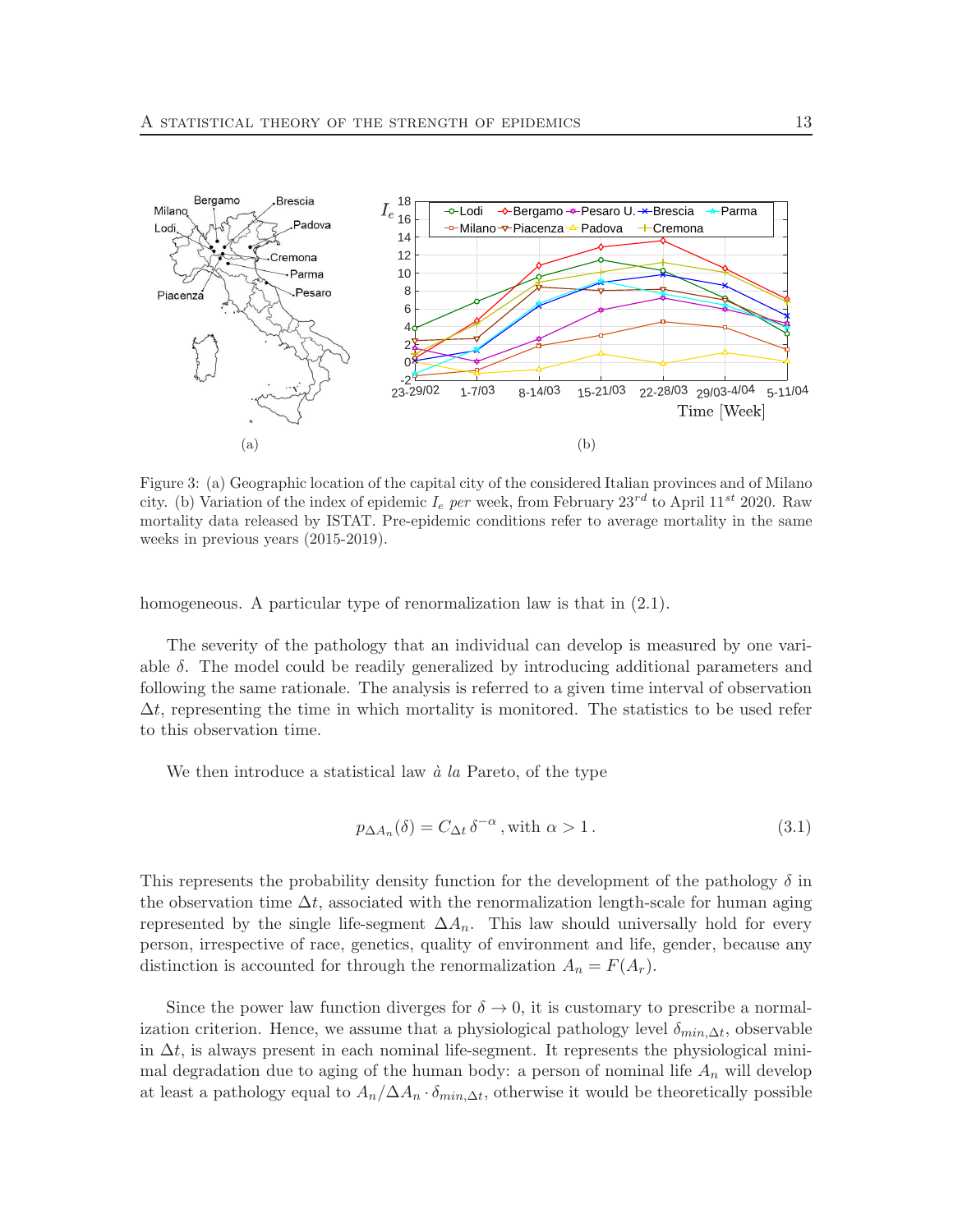Figure 3: (a) Geographic location of the capital city of the considered Italian provinces and of Milano city. (b) Variation of the index of epidemic $I_e$ *per* week, from February $23^{rd}$ to April $11^{st}$ 2020. Raw mortality data released by ISTAT. Pre-epidemic conditions refer to average mortality in the same weeks in previous years (2015-2019).

homogeneous. A particular type of renormalization law is that in (2.1).

The severity of the pathology that an individual can develop is measured by one variable $\delta$. The model could be readily generalized by introducing additional parameters and following the same rationale. The analysis is referred to a given time interval of observation $\Delta t$, representing the time in which mortality is monitored. The statistics to be used refer to this observation time.

We then introduce a statistical law *à la* Pareto, of the type

$$p_{\Delta A_n}(\delta) = C_{\Delta t}\, \delta^{-\alpha}\,, \text{with } \alpha > 1\,. \tag{3.1}$$

This represents the probability density function for the development of the pathology $\delta$ in the observation time $\Delta t$, associated with the renormalization length-scale for human aging represented by the single life-segment $\Delta A_n$. This law should universally hold for every person, irrespective of race, genetics, quality of environment and life, gender, because any distinction is accounted for through the renormalization $A_n = F(A_r)$.

Since the power law function diverges for $\delta \to 0$, it is customary to prescribe a normalization criterion. Hence, we assume that a physiological pathology level $\delta_{min,\Delta t}$, observable in $\Delta t$, is always present in each nominal life-segment. It represents the physiological minimal degradation due to aging of the human body: a person of nominal life $A_n$ will develop at least a pathology equal to $A_n/\Delta A_n \cdot \delta_{min,\Delta t}$, otherwise it would be theoretically possible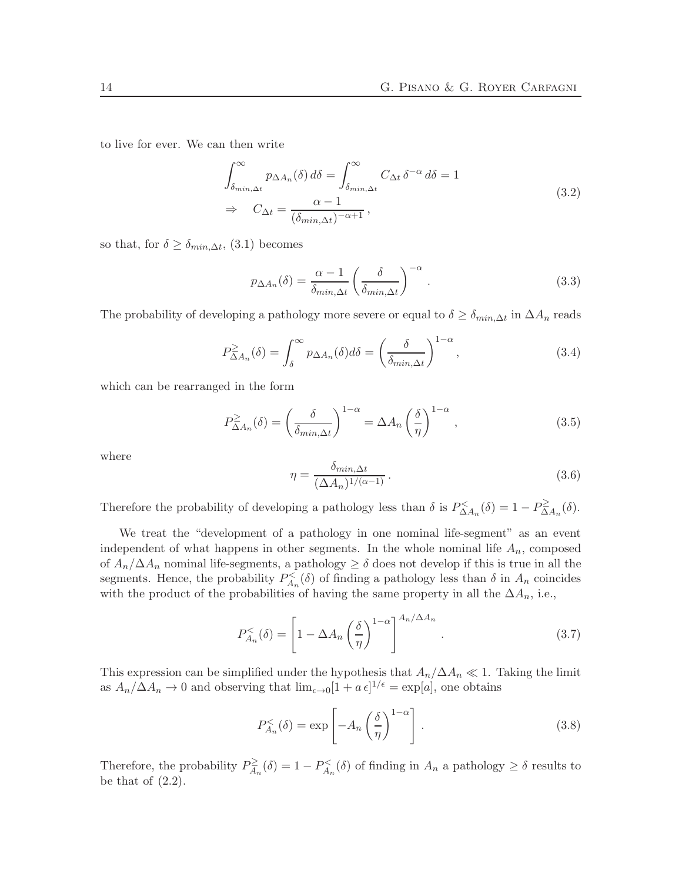to live for ever. We can then write

$$
\begin{aligned}
&\int_{\delta_{min,\Delta t}}^{\infty} p_{\Delta A_n}(\delta)\, d\delta = \int_{\delta_{min,\Delta t}}^{\infty} C_{\Delta t}\, \delta^{-\alpha}\, d\delta = 1 \\
&\Rightarrow \quad C_{\Delta t} = \frac{\alpha - 1}{(\delta_{min,\Delta t})^{-\alpha+1}}\,,
\end{aligned}
\tag{3.2}
$$

so that, for $\delta \geq \delta_{min,\Delta t}$, (3.1) becomes

$$
p_{\Delta A_n}(\delta) = \frac{\alpha - 1}{\delta_{min,\Delta t}} \left( \frac{\delta}{\delta_{min,\Delta t}} \right)^{-\alpha} . \tag{3.3}
$$

The probability of developing a pathology more severe or equal to $\delta \geq \delta_{min,\Delta t}$ in $\Delta A_n$ reads

$$
P^{\geq}_{\Delta A_n}(\delta) = \int_{\delta}^{\infty} p_{\Delta A_n}(\delta) d\delta = \left( \frac{\delta}{\delta_{min,\Delta t}} \right)^{1-\alpha}, \tag{3.4}
$$

which can be rearranged in the form

$$
P^{\geq}_{\Delta A_n}(\delta) = \left( \frac{\delta}{\delta_{min,\Delta t}} \right)^{1-\alpha} = \Delta A_n \left( \frac{\delta}{\eta} \right)^{1-\alpha}, \tag{3.5}
$$

where

$$
\eta = \frac{\delta_{min,\Delta t}}{(\Delta A_n)^{1/(\alpha-1)}}\,. \tag{3.6}
$$

Therefore the probability of developing a pathology less than $\delta$ is $P^{<}_{\Delta A_n}(\delta) = 1 - P^{\geq}_{\Delta A_n}(\delta)$.

We treat the "development of a pathology in one nominal life-segment" as an event independent of what happens in other segments. In the whole nominal life $A_n$, composed of $A_n/\Delta A_n$ nominal life-segments, a pathology $\geq \delta$ does not develop if this is true in all the segments. Hence, the probability $P^{<}_{A_n}(\delta)$ of finding a pathology less than $\delta$ in $A_n$ coincides with the product of the probabilities of having the same property in all the $\Delta A_n$, i.e.,

$$
P^{<}_{A_n}(\delta) = \left[ 1 - \Delta A_n \left( \frac{\delta}{\eta} \right)^{1-\alpha} \right]^{A_n/\Delta A_n} . \tag{3.7}
$$

This expression can be simplified under the hypothesis that $A_n/\Delta A_n \ll 1$. Taking the limit as $A_n/\Delta A_n \to 0$ and observing that $\lim_{\epsilon \to 0}[1 + a\,\epsilon]^{1/\epsilon} = \exp[a]$, one obtains

$$
P^{<}_{A_n}(\delta) = \exp\left[ -A_n \left( \frac{\delta}{\eta} \right)^{1-\alpha} \right] . \tag{3.8}
$$

Therefore, the probability $P^{\geq}_{A_n}(\delta) = 1 - P^{<}_{A_n}(\delta)$ of finding in $A_n$ a pathology $\geq \delta$ results to be that of (2.2).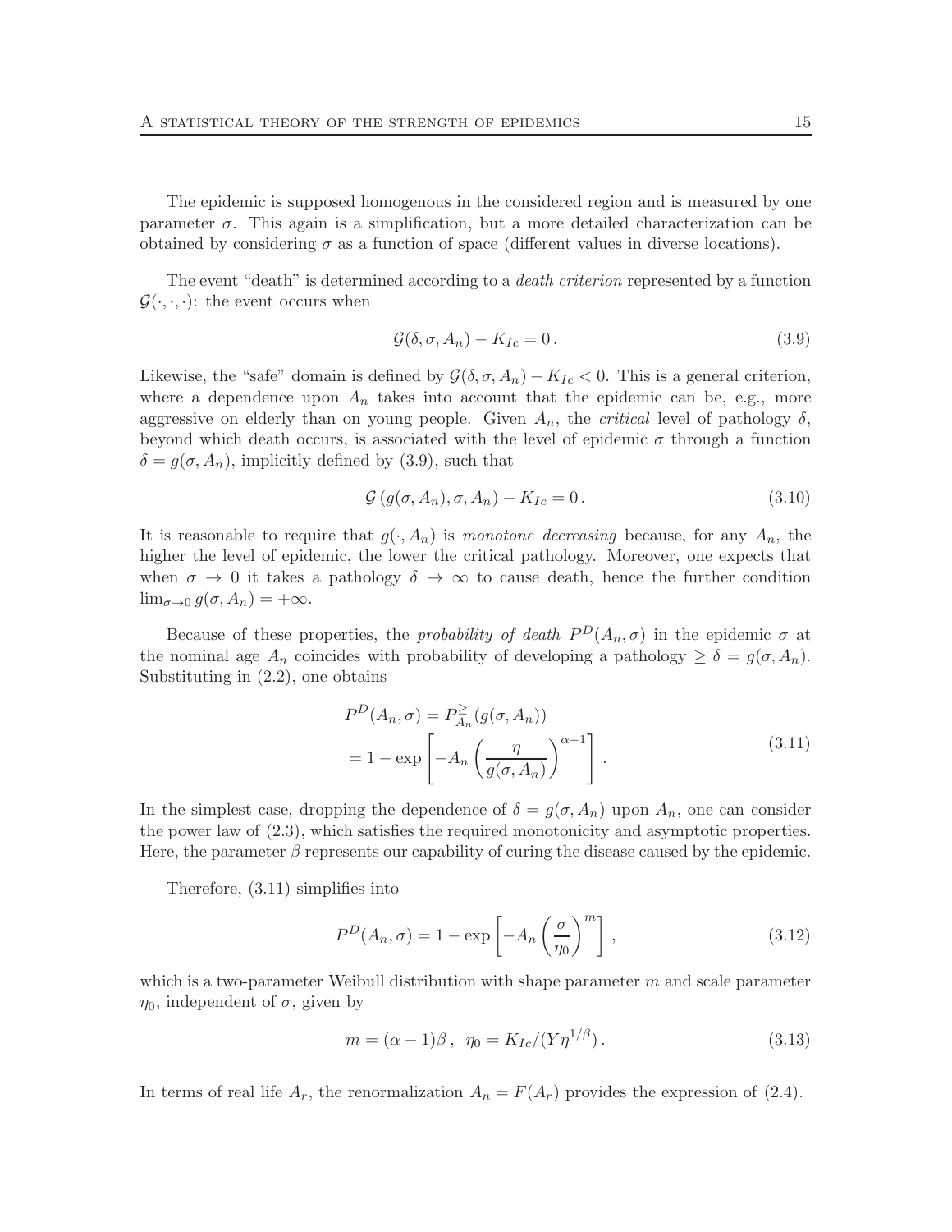The epidemic is supposed homogenous in the considered region and is measured by one parameter $\sigma$. This again is a simplification, but a more detailed characterization can be obtained by considering $\sigma$ as a function of space (different values in diverse locations).

The event "death" is determined according to a *death criterion* represented by a function $\mathcal{G}(\cdot,\cdot,\cdot)$: the event occurs when

$$\mathcal{G}(\delta, \sigma, A_n) - K_{Ic} = 0\,. \tag{3.9}$$

Likewise, the "safe" domain is defined by $\mathcal{G}(\delta, \sigma, A_n) - K_{Ic} < 0$. This is a general criterion, where a dependence upon $A_n$ takes into account that the epidemic can be, e.g., more aggressive on elderly than on young people. Given $A_n$, the *critical* level of pathology $\delta$, beyond which death occurs, is associated with the level of epidemic $\sigma$ through a function $\delta = g(\sigma, A_n)$, implicitly defined by (3.9), such that

$$\mathcal{G}\left(g(\sigma, A_n), \sigma, A_n\right) - K_{Ic} = 0\,. \tag{3.10}$$

It is reasonable to require that $g(\cdot, A_n)$ is *monotone decreasing* because, for any $A_n$, the higher the level of epidemic, the lower the critical pathology. Moreover, one expects that when $\sigma \to 0$ it takes a pathology $\delta \to \infty$ to cause death, hence the further condition $\lim_{\sigma\to 0} g(\sigma, A_n) = +\infty$.

Because of these properties, the *probability of death* $P^D(A_n, \sigma)$ in the epidemic $\sigma$ at the nominal age $A_n$ coincides with probability of developing a pathology $\geq \delta = g(\sigma, A_n)$. Substituting in (2.2), one obtains

$$\begin{aligned} P^D(A_n, \sigma) &= P^{\geq}_{A_n}(g(\sigma, A_n)) \\ &= 1 - \exp\left[-A_n \left(\frac{\eta}{g(\sigma, A_n)}\right)^{\alpha-1}\right]. \end{aligned} \tag{3.11}$$

In the simplest case, dropping the dependence of $\delta = g(\sigma, A_n)$ upon $A_n$, one can consider the power law of (2.3), which satisfies the required monotonicity and asymptotic properties. Here, the parameter $\beta$ represents our capability of curing the disease caused by the epidemic.

Therefore, (3.11) simplifies into

$$P^D(A_n, \sigma) = 1 - \exp\left[-A_n \left(\frac{\sigma}{\eta_0}\right)^{m}\right], \tag{3.12}$$

which is a two-parameter Weibull distribution with shape parameter $m$ and scale parameter $\eta_0$, independent of $\sigma$, given by

$$m = (\alpha - 1)\beta\,, \ \ \eta_0 = K_{Ic}/(Y\eta^{1/\beta})\,. \tag{3.13}$$

In terms of real life $A_r$, the renormalization $A_n = F(A_r)$ provides the expression of (2.4).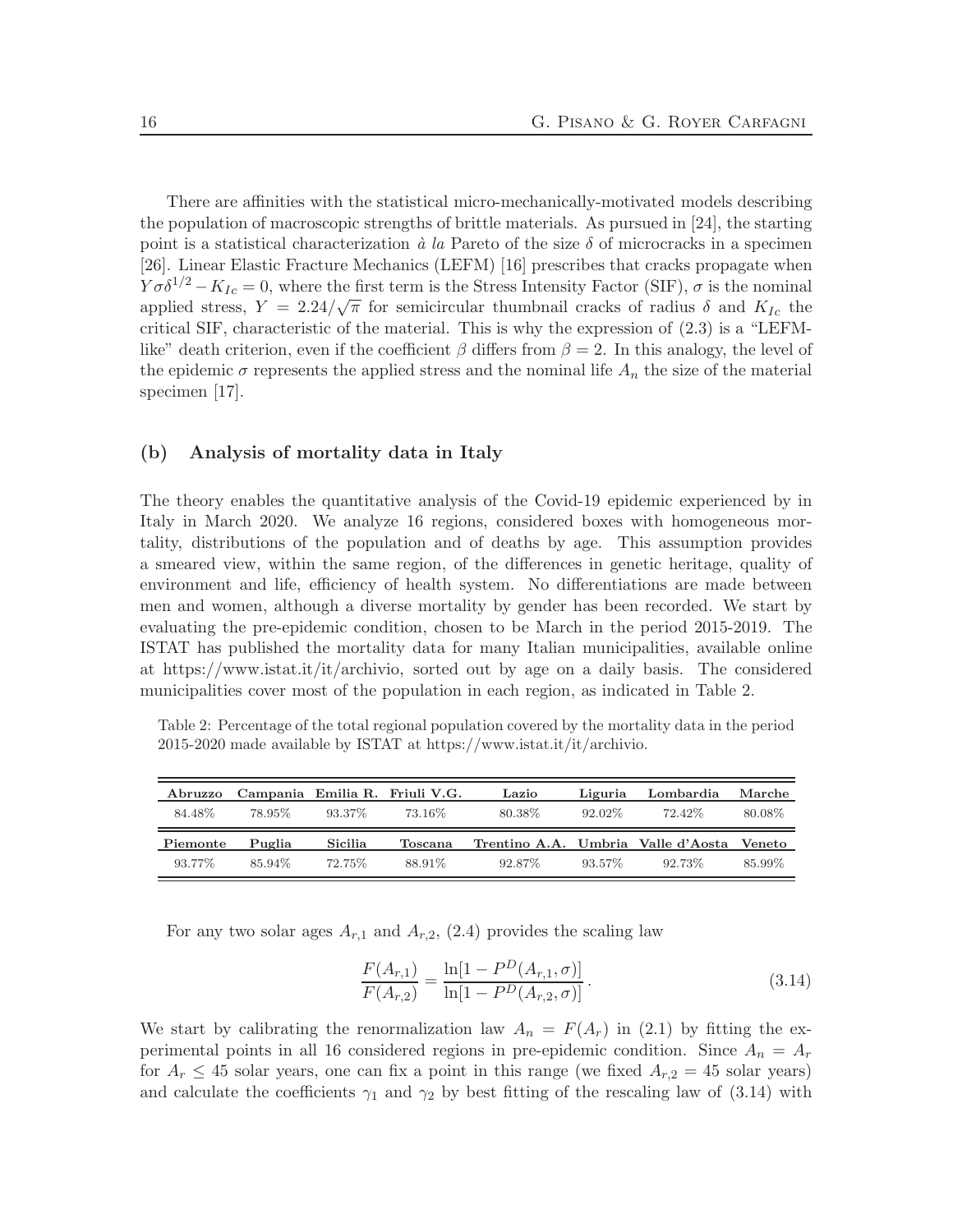There are affinities with the statistical micro-mechanically-motivated models describing the population of macroscopic strengths of brittle materials. As pursued in [24], the starting point is a statistical characterization *à la* Pareto of the size $\delta$ of microcracks in a specimen [26]. Linear Elastic Fracture Mechanics (LEFM) [16] prescribes that cracks propagate when $Y\sigma\delta^{1/2} - K_{Ic} = 0$, where the first term is the Stress Intensity Factor (SIF), $\sigma$ is the nominal applied stress, $Y = 2.24/\sqrt{\pi}$ for semicircular thumbnail cracks of radius $\delta$ and $K_{Ic}$ the critical SIF, characteristic of the material. This is why the expression of (2.3) is a "LEFM-like" death criterion, even if the coefficient $\beta$ differs from $\beta = 2$. In this analogy, the level of the epidemic $\sigma$ represents the applied stress and the nominal life $A_n$ the size of the material specimen [17].

### (b) Analysis of mortality data in Italy

The theory enables the quantitative analysis of the Covid-19 epidemic experienced by in Italy in March 2020. We analyze 16 regions, considered boxes with homogeneous mortality, distributions of the population and of deaths by age. This assumption provides a smeared view, within the same region, of the differences in genetic heritage, quality of environment and life, efficiency of health system. No differentiations are made between men and women, although a diverse mortality by gender has been recorded. We start by evaluating the pre-epidemic condition, chosen to be March in the period 2015-2019. The ISTAT has published the mortality data for many Italian municipalities, available online at https://www.istat.it/it/archivio, sorted out by age on a daily basis. The considered municipalities cover most of the population in each region, as indicated in Table 2.

Table 2: Percentage of the total regional population covered by the mortality data in the period 2015-2020 made available by ISTAT at https://www.istat.it/it/archivio.

| **Abruzzo** | **Campania** | **Emilia R.** | **Friuli V.G.** | **Lazio** | **Liguria** | **Lombardia** | **Marche** |
|---|---|---|---|---|---|---|---|
| 84.48% | 78.95% | 93.37% | 73.16% | 80.38% | 92.02% | 72.42% | 80.08% |
| **Piemonte** | **Puglia** | **Sicilia** | **Toscana** | **Trentino A.A.** | **Umbria** | **Valle d'Aosta** | **Veneto** |
| 93.77% | 85.94% | 72.75% | 88.91% | 92.87% | 93.57% | 92.73% | 85.99% |

For any two solar ages $A_{r,1}$ and $A_{r,2}$, (2.4) provides the scaling law

$$\frac{F(A_{r,1})}{F(A_{r,2})} = \frac{\ln[1 - P^D(A_{r,1}, \sigma)]}{\ln[1 - P^D(A_{r,2}, \sigma)]}\,. \tag{3.14}$$

We start by calibrating the renormalization law $A_n = F(A_r)$ in (2.1) by fitting the experimental points in all 16 considered regions in pre-epidemic condition. Since $A_n = A_r$ for $A_r \leq 45$ solar years, one can fix a point in this range (we fixed $A_{r,2} = 45$ solar years) and calculate the coefficients $\gamma_1$ and $\gamma_2$ by best fitting of the rescaling law of (3.14) with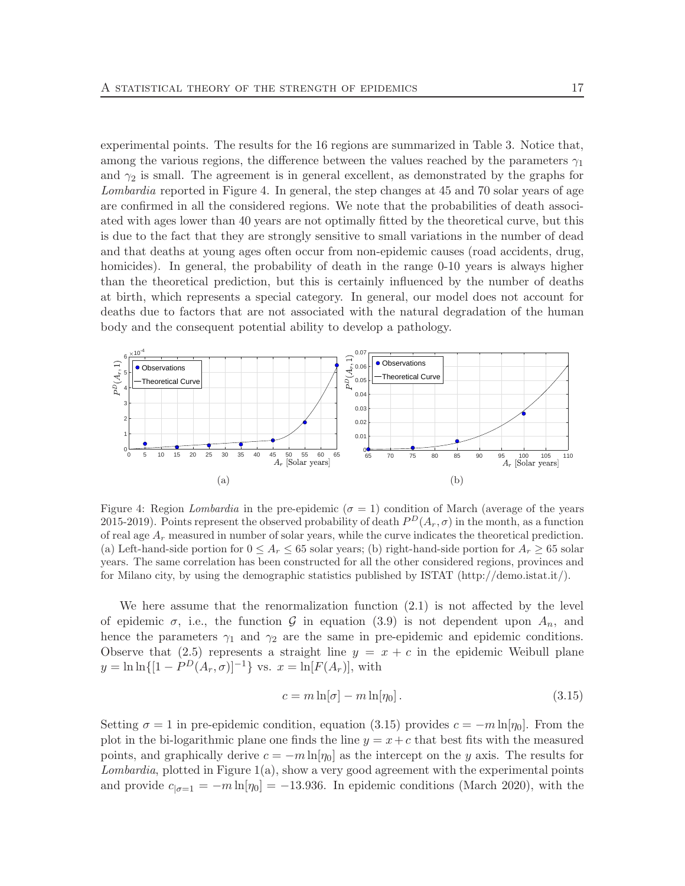experimental points. The results for the 16 regions are summarized in Table 3. Notice that, among the various regions, the difference between the values reached by the parameters $\gamma_1$ and $\gamma_2$ is small. The agreement is in general excellent, as demonstrated by the graphs for *Lombardia* reported in Figure 4. In general, the step changes at 45 and 70 solar years of age are confirmed in all the considered regions. We note that the probabilities of death associated with ages lower than 40 years are not optimally fitted by the theoretical curve, but this is due to the fact that they are strongly sensitive to small variations in the number of dead and that deaths at young ages often occur from non-epidemic causes (road accidents, drug, homicides). In general, the probability of death in the range 0-10 years is always higher than the theoretical prediction, but this is certainly influenced by the number of deaths at birth, which represents a special category. In general, our model does not account for deaths due to factors that are not associated with the natural degradation of the human body and the consequent potential ability to develop a pathology.

Figure 4: Region *Lombardia* in the pre-epidemic ($\sigma = 1$) condition of March (average of the years 2015-2019). Points represent the observed probability of death $P^D(A_r, \sigma)$ in the month, as a function of real age $A_r$ measured in number of solar years, while the curve indicates the theoretical prediction. (a) Left-hand-side portion for $0 \leq A_r \leq 65$ solar years; (b) right-hand-side portion for $A_r \geq 65$ solar years. The same correlation has been constructed for all the other considered regions, provinces and for Milano city, by using the demographic statistics published by ISTAT (http://demo.istat.it/).

We here assume that the renormalization function (2.1) is not affected by the level of epidemic $\sigma$, i.e., the function $\mathcal{G}$ in equation (3.9) is not dependent upon $A_n$, and hence the parameters $\gamma_1$ and $\gamma_2$ are the same in pre-epidemic and epidemic conditions. Observe that (2.5) represents a straight line $y = x + c$ in the epidemic Weibull plane $y = \ln\ln\{[1 - P^D(A_r, \sigma)]^{-1}\}$ vs. $x = \ln[F(A_r)]$, with

$$c = m\ln[\sigma] - m\ln[\eta_0]\,. \tag{3.15}$$

Setting $\sigma = 1$ in pre-epidemic condition, equation (3.15) provides $c = -m\ln[\eta_0]$. From the plot in the bi-logarithmic plane one finds the line $y = x + c$ that best fits with the measured points, and graphically derive $c = -m\ln[\eta_0]$ as the intercept on the $y$ axis. The results for *Lombardia*, plotted in Figure 1(a), show a very good agreement with the experimental points and provide $c_{|\sigma=1} = -m\ln[\eta_0] = -13.936$. In epidemic conditions (March 2020), with the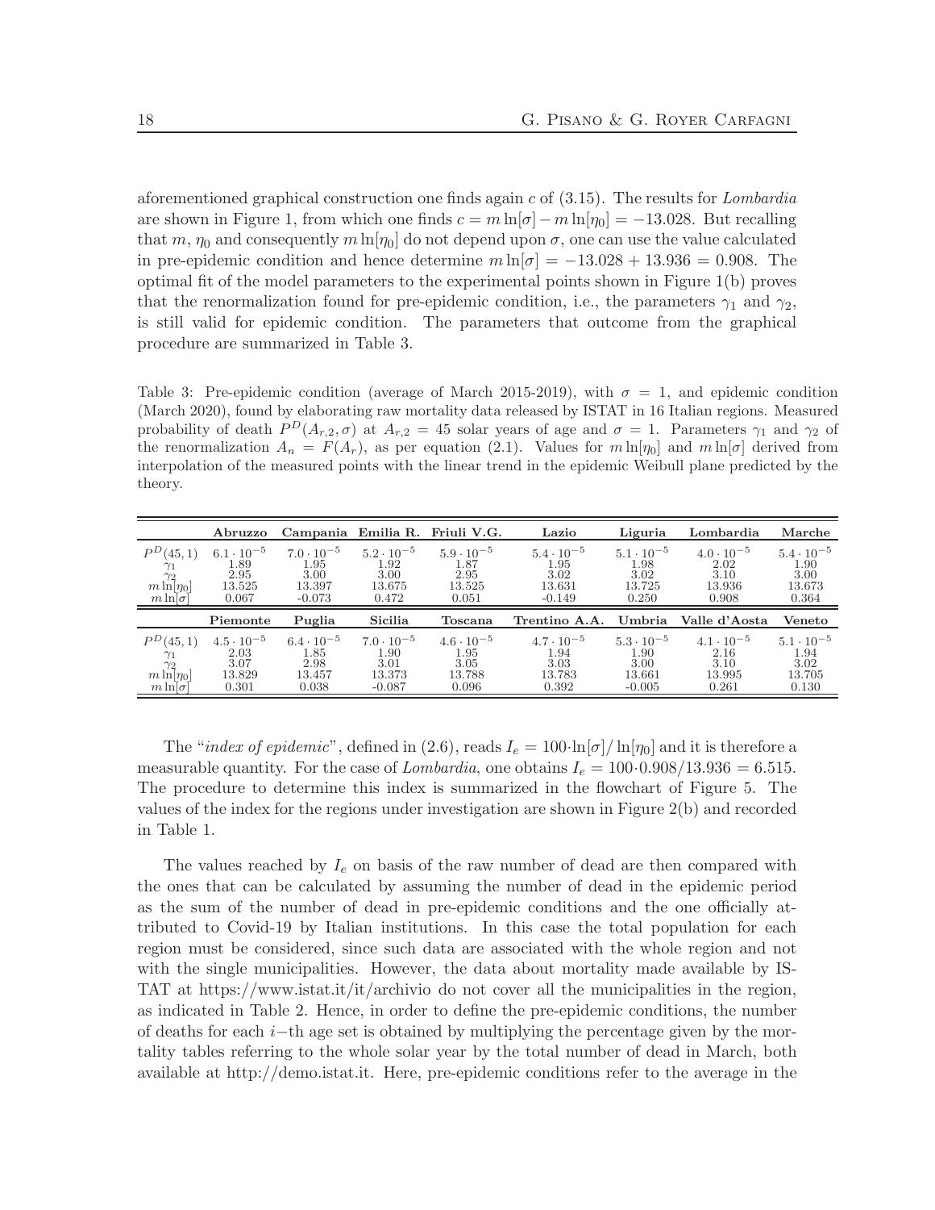aforementioned graphical construction one finds again $c$ of (3.15). The results for *Lombardia* are shown in Figure 1, from which one finds $c = m\ln[\sigma] - m\ln[\eta_0] = -13.028$. But recalling that $m$, $\eta_0$ and consequently $m\ln[\eta_0]$ do not depend upon $\sigma$, one can use the value calculated in pre-epidemic condition and hence determine $m\ln[\sigma] = -13.028 + 13.936 = 0.908$. The optimal fit of the model parameters to the experimental points shown in Figure 1(b) proves that the renormalization found for pre-epidemic condition, i.e., the parameters $\gamma_1$ and $\gamma_2$, is still valid for epidemic condition. The parameters that outcome from the graphical procedure are summarized in Table 3.

Table 3: Pre-epidemic condition (average of March 2015-2019), with $\sigma = 1$, and epidemic condition (March 2020), found by elaborating raw mortality data released by ISTAT in 16 Italian regions. Measured probability of death $P^D(A_{r,2}, \sigma)$ at $A_{r,2} = 45$ solar years of age and $\sigma = 1$. Parameters $\gamma_1$ and $\gamma_2$ of the renormalization $A_n = F(A_r)$, as per equation (2.1). Values for $m\ln[\eta_0]$ and $m\ln[\sigma]$ derived from interpolation of the measured points with the linear trend in the epidemic Weibull plane predicted by the theory.

| | **Abruzzo** | **Campania** | **Emilia R.** | **Friuli V.G.** | **Lazio** | **Liguria** | **Lombardia** | **Marche** |
|---|---|---|---|---|---|---|---|---|
| $P^D(45,1)$ | $6.1 \cdot 10^{-5}$ | $7.0 \cdot 10^{-5}$ | $5.2 \cdot 10^{-5}$ | $5.9 \cdot 10^{-5}$ | $5.4 \cdot 10^{-5}$ | $5.1 \cdot 10^{-5}$ | $4.0 \cdot 10^{-5}$ | $5.4 \cdot 10^{-5}$ |
| $\gamma_1$ | 1.89 | 1.95 | 1.92 | 1.87 | 1.95 | 1.98 | 2.02 | 1.90 |
| $\gamma_2$ | 2.95 | 3.00 | 3.00 | 2.95 | 3.02 | 3.02 | 3.10 | 3.00 |
| $m\ln[\eta_0]$ | 13.525 | 13.397 | 13.675 | 13.525 | 13.631 | 13.725 | 13.936 | 13.673 |
| $m\ln[\sigma]$ | 0.067 | -0.073 | 0.472 | 0.051 | -0.149 | 0.250 | 0.908 | 0.364 |
| | **Piemonte** | **Puglia** | **Sicilia** | **Toscana** | **Trentino A.A.** | **Umbria** | **Valle d'Aosta** | **Veneto** |
| $P^D(45,1)$ | $4.5 \cdot 10^{-5}$ | $6.4 \cdot 10^{-5}$ | $7.0 \cdot 10^{-5}$ | $4.6 \cdot 10^{-5}$ | $4.7 \cdot 10^{-5}$ | $5.3 \cdot 10^{-5}$ | $4.1 \cdot 10^{-5}$ | $5.1 \cdot 10^{-5}$ |
| $\gamma_1$ | 2.03 | 1.85 | 1.90 | 1.95 | 1.94 | 1.90 | 2.16 | 1.94 |
| $\gamma_2$ | 3.07 | 2.98 | 3.01 | 3.05 | 3.03 | 3.00 | 3.10 | 3.02 |
| $m\ln[\eta_0]$ | 13.829 | 13.457 | 13.373 | 13.788 | 13.783 | 13.661 | 13.995 | 13.705 |
| $m\ln[\sigma]$ | 0.301 | 0.038 | -0.087 | 0.096 | 0.392 | -0.005 | 0.261 | 0.130 |

The "*index of epidemic*", defined in (2.6), reads $I_e = 100 \cdot \ln[\sigma]/\ln[\eta_0]$ and it is therefore a measurable quantity. For the case of *Lombardia*, one obtains $I_e = 100 \cdot 0.908/13.936 = 6.515$. The procedure to determine this index is summarized in the flowchart of Figure 5. The values of the index for the regions under investigation are shown in Figure 2(b) and recorded in Table 1.

The values reached by $I_e$ on basis of the raw number of dead are then compared with the ones that can be calculated by assuming the number of dead in the epidemic period as the sum of the number of dead in pre-epidemic conditions and the one officially attributed to Covid-19 by Italian institutions. In this case the total population for each region must be considered, since such data are associated with the whole region and not with the single municipalities. However, the data about mortality made available by ISTAT at https://www.istat.it/it/archivio do not cover all the municipalities in the region, as indicated in Table 2. Hence, in order to define the pre-epidemic conditions, the number of deaths for each $i$−th age set is obtained by multiplying the percentage given by the mortality tables referring to the whole solar year by the total number of dead in March, both available at http://demo.istat.it. Here, pre-epidemic conditions refer to the average in the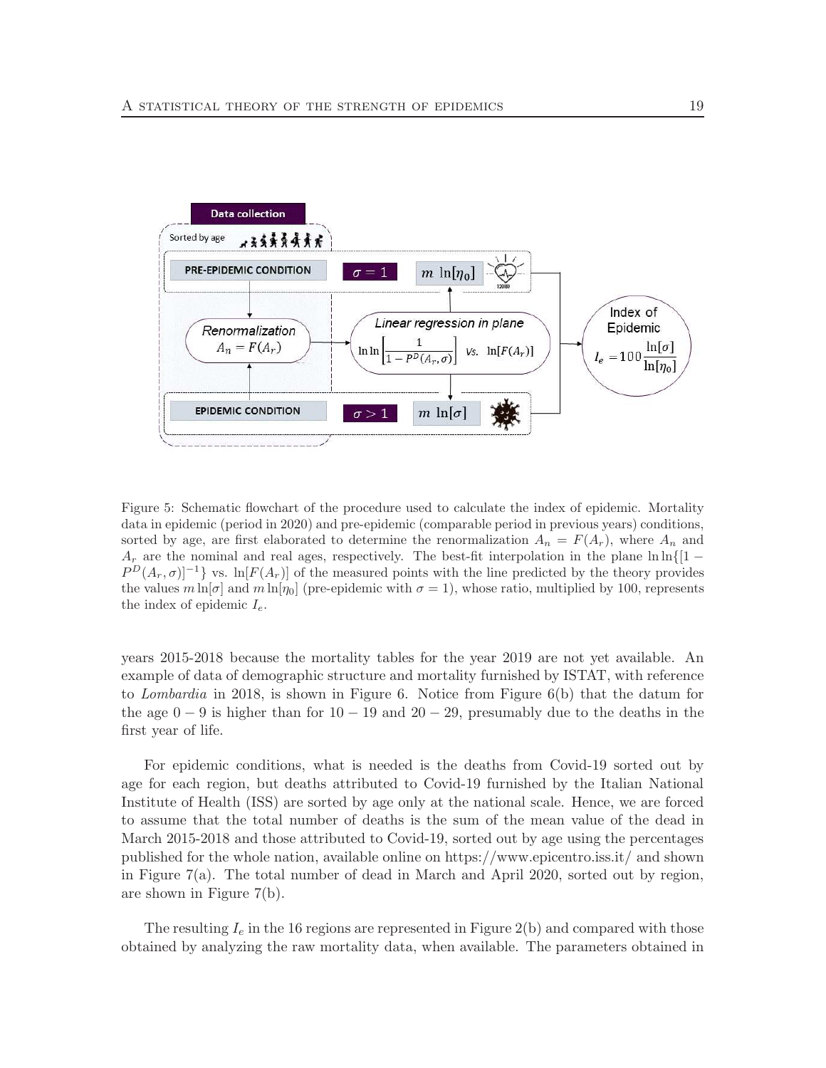Figure 5: Schematic flowchart of the procedure used to calculate the index of epidemic. Mortality data in epidemic (period in 2020) and pre-epidemic (comparable period in previous years) conditions, sorted by age, are first elaborated to determine the renormalization $A_n = F(A_r)$, where $A_n$ and $A_r$ are the nominal and real ages, respectively. The best-fit interpolation in the plane $\ln\ln\{[1 - P^D(A_r, \sigma)]^{-1}\}$ vs. $\ln[F(A_r)]$ of the measured points with the line predicted by the theory provides the values $m \ln[\sigma]$ and $m \ln[\eta_0]$ (pre-epidemic with $\sigma = 1$), whose ratio, multiplied by 100, represents the index of epidemic $I_e$.

years 2015-2018 because the mortality tables for the year 2019 are not yet available. An example of data of demographic structure and mortality furnished by ISTAT, with reference to *Lombardia* in 2018, is shown in Figure 6. Notice from Figure 6(b) that the datum for the age $0 - 9$ is higher than for $10 - 19$ and $20 - 29$, presumably due to the deaths in the first year of life.

For epidemic conditions, what is needed is the deaths from Covid-19 sorted out by age for each region, but deaths attributed to Covid-19 furnished by the Italian National Institute of Health (ISS) are sorted by age only at the national scale. Hence, we are forced to assume that the total number of deaths is the sum of the mean value of the dead in March 2015-2018 and those attributed to Covid-19, sorted out by age using the percentages published for the whole nation, available online on https://www.epicentro.iss.it/ and shown in Figure 7(a). The total number of dead in March and April 2020, sorted out by region, are shown in Figure 7(b).

The resulting $I_e$ in the 16 regions are represented in Figure 2(b) and compared with those obtained by analyzing the raw mortality data, when available. The parameters obtained in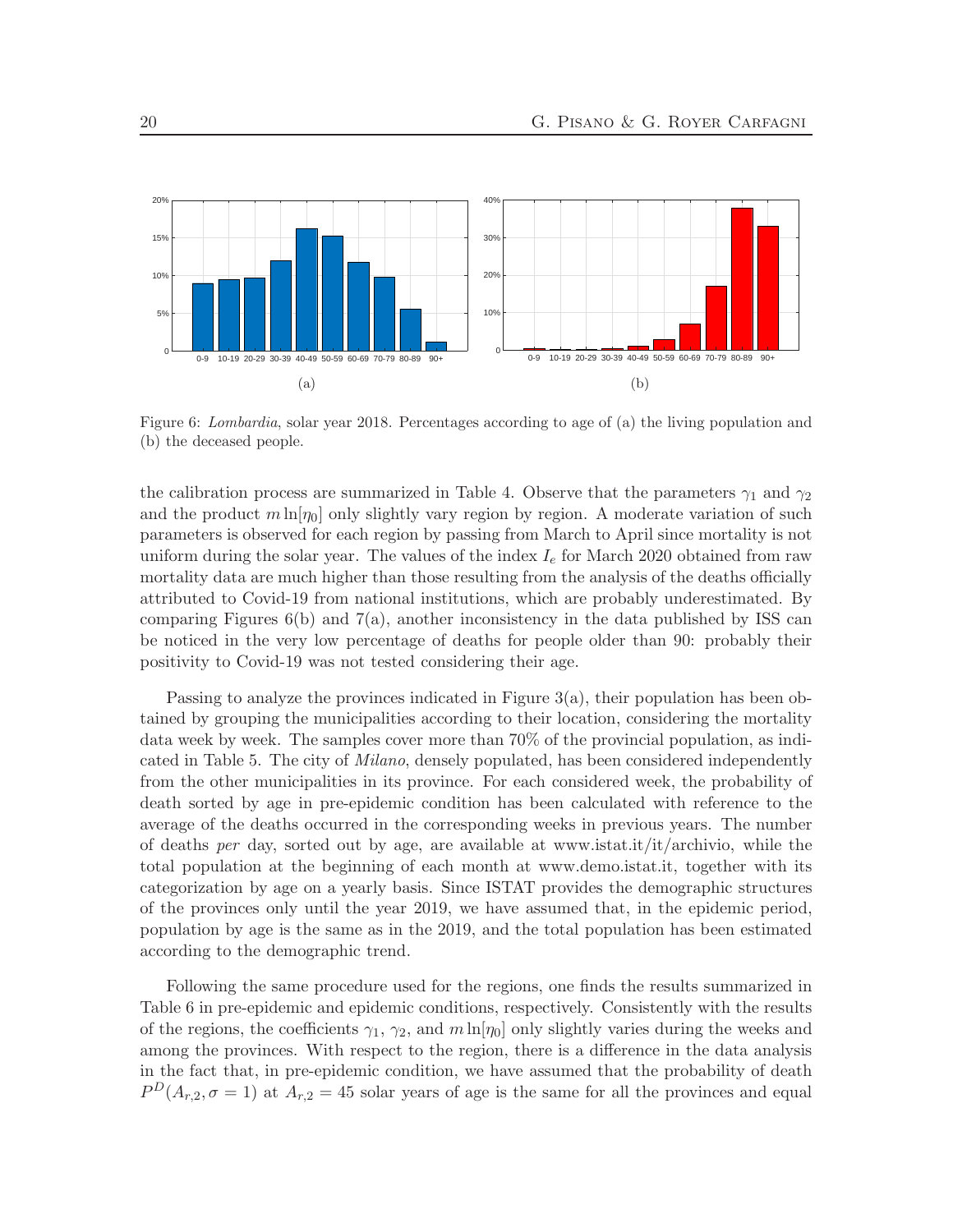Figure 6: *Lombardia*, solar year 2018. Percentages according to age of (a) the living population and (b) the deceased people.

the calibration process are summarized in Table 4. Observe that the parameters $\gamma_1$ and $\gamma_2$ and the product $m \ln[\eta_0]$ only slightly vary region by region. A moderate variation of such parameters is observed for each region by passing from March to April since mortality is not uniform during the solar year. The values of the index $I_e$ for March 2020 obtained from raw mortality data are much higher than those resulting from the analysis of the deaths officially attributed to Covid-19 from national institutions, which are probably underestimated. By comparing Figures 6(b) and 7(a), another inconsistency in the data published by ISS can be noticed in the very low percentage of deaths for people older than 90: probably their positivity to Covid-19 was not tested considering their age.

Passing to analyze the provinces indicated in Figure 3(a), their population has been obtained by grouping the municipalities according to their location, considering the mortality data week by week. The samples cover more than 70% of the provincial population, as indicated in Table 5. The city of *Milano*, densely populated, has been considered independently from the other municipalities in its province. For each considered week, the probability of death sorted by age in pre-epidemic condition has been calculated with reference to the average of the deaths occurred in the corresponding weeks in previous years. The number of deaths *per* day, sorted out by age, are available at www.istat.it/it/archivio, while the total population at the beginning of each month at www.demo.istat.it, together with its categorization by age on a yearly basis. Since ISTAT provides the demographic structures of the provinces only until the year 2019, we have assumed that, in the epidemic period, population by age is the same as in the 2019, and the total population has been estimated according to the demographic trend.

Following the same procedure used for the regions, one finds the results summarized in Table 6 in pre-epidemic and epidemic conditions, respectively. Consistently with the results of the regions, the coefficients $\gamma_1$, $\gamma_2$, and $m \ln[\eta_0]$ only slightly varies during the weeks and among the provinces. With respect to the region, there is a difference in the data analysis in the fact that, in pre-epidemic condition, we have assumed that the probability of death $P^D(A_{r,2}, \sigma = 1)$ at $A_{r,2} = 45$ solar years of age is the same for all the provinces and equal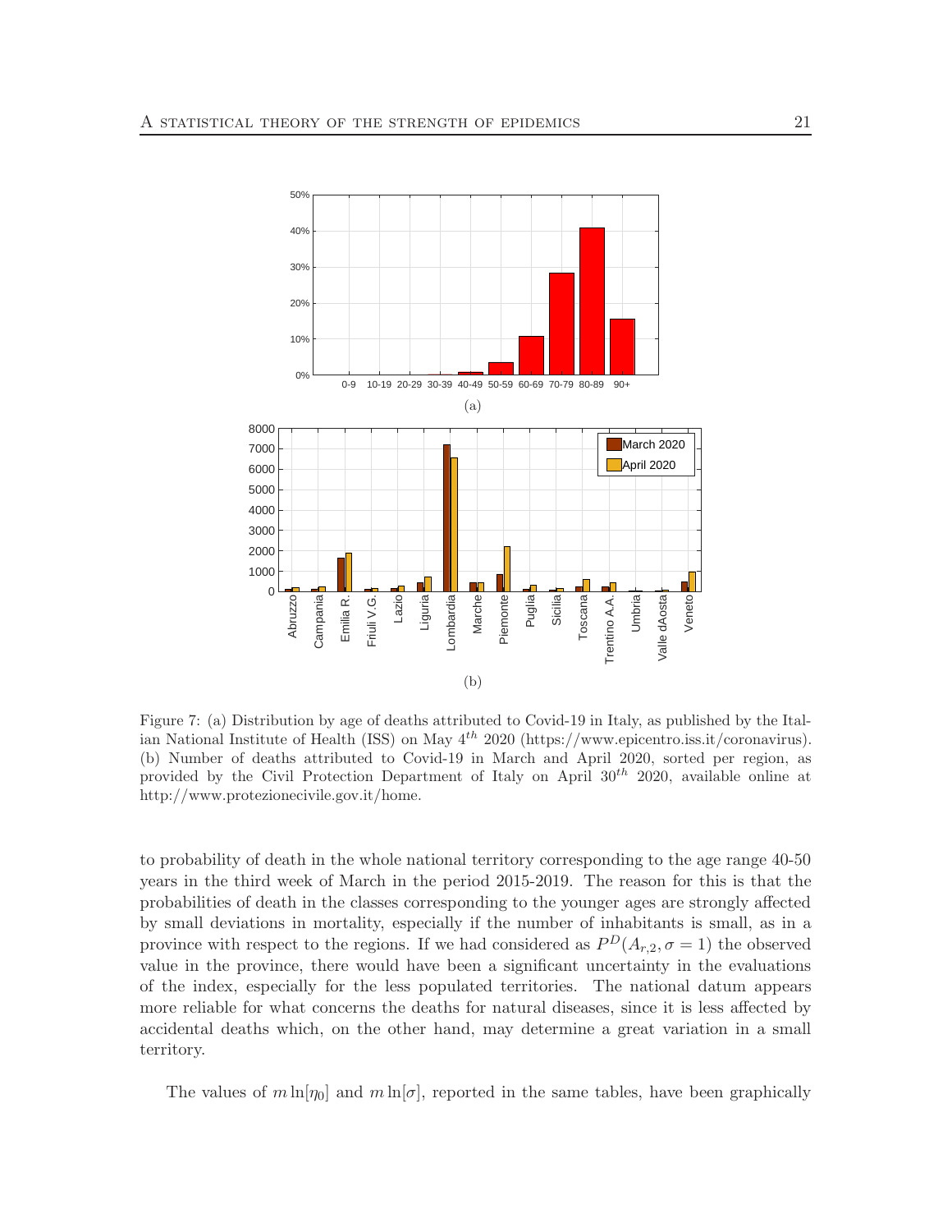Figure 7: (a) Distribution by age of deaths attributed to Covid-19 in Italy, as published by the Italian National Institute of Health (ISS) on May $4^{th}$ 2020 (https://www.epicentro.iss.it/coronavirus). (b) Number of deaths attributed to Covid-19 in March and April 2020, sorted per region, as provided by the Civil Protection Department of Italy on April $30^{th}$ 2020, available online at http://www.protezionecivile.gov.it/home.

to probability of death in the whole national territory corresponding to the age range 40-50 years in the third week of March in the period 2015-2019. The reason for this is that the probabilities of death in the classes corresponding to the younger ages are strongly affected by small deviations in mortality, especially if the number of inhabitants is small, as in a province with respect to the regions. If we had considered as $P^D(A_{r,2}, \sigma = 1)$ the observed value in the province, there would have been a significant uncertainty in the evaluations of the index, especially for the less populated territories. The national datum appears more reliable for what concerns the deaths for natural diseases, since it is less affected by accidental deaths which, on the other hand, may determine a great variation in a small territory.

The values of $m \ln[\eta_0]$ and $m \ln[\sigma]$, reported in the same tables, have been graphically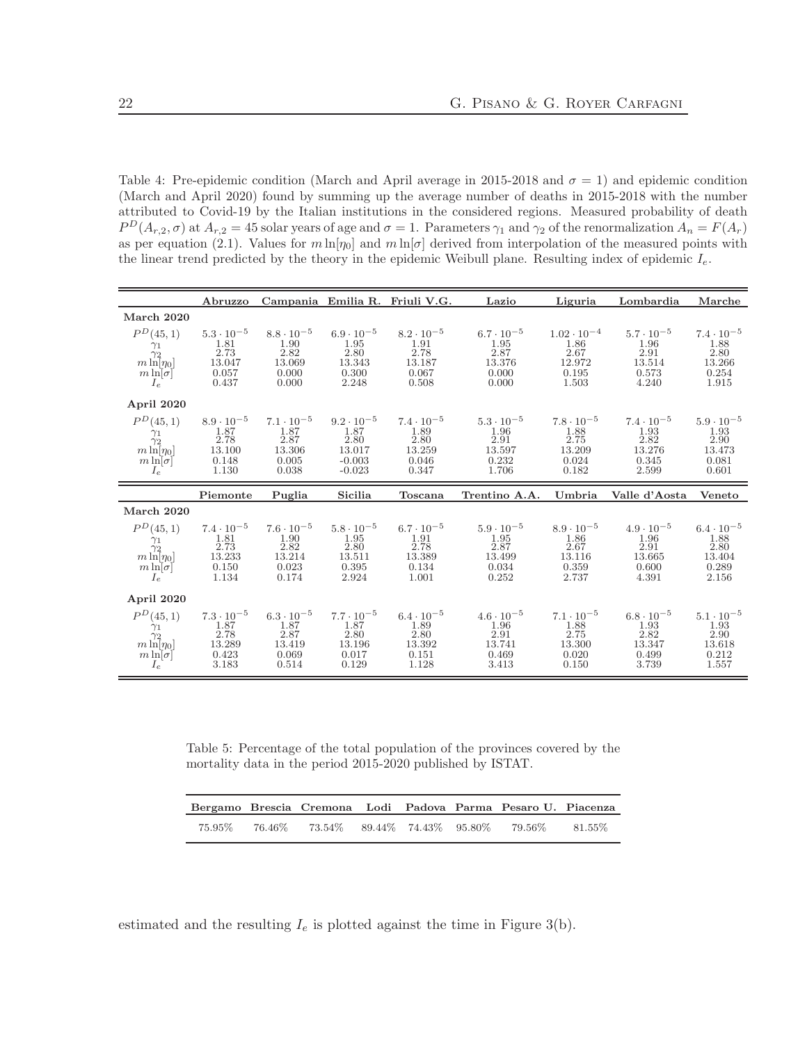Table 4: Pre-epidemic condition (March and April average in 2015-2018 and $\sigma = 1$) and epidemic condition (March and April 2020) found by summing up the average number of deaths in 2015-2018 with the number attributed to Covid-19 by the Italian institutions in the considered regions. Measured probability of death $P^D(A_{r,2}, \sigma)$ at $A_{r,2} = 45$ solar years of age and $\sigma = 1$. Parameters $\gamma_1$ and $\gamma_2$ of the renormalization $A_n = F(A_r)$ as per equation (2.1). Values for $m\ln[\eta_0]$ and $m\ln[\sigma]$ derived from interpolation of the measured points with the linear trend predicted by the theory in the epidemic Weibull plane. Resulting index of epidemic $I_e$.

| | **Abruzzo** | **Campania** | **Emilia R.** | **Friuli V.G.** | **Lazio** | **Liguria** | **Lombardia** | **Marche** |
|---|---|---|---|---|---|---|---|---|
| **March 2020** | | | | | | | | |
| $P^D(45,1)$ | $5.3 \cdot 10^{-5}$ | $8.8 \cdot 10^{-5}$ | $6.9 \cdot 10^{-5}$ | $8.2 \cdot 10^{-5}$ | $6.7 \cdot 10^{-5}$ | $1.02 \cdot 10^{-4}$ | $5.7 \cdot 10^{-5}$ | $7.4 \cdot 10^{-5}$ |
| $\gamma_1$ | 1.81 | 1.90 | 1.95 | 1.91 | 1.95 | 1.86 | 1.96 | 1.88 |
| $\gamma_2$ | 2.73 | 2.82 | 2.80 | 2.78 | 2.87 | 2.67 | 2.91 | 2.80 |
| $m\ln[\eta_0]$ | 13.047 | 13.069 | 13.343 | 13.187 | 13.376 | 12.972 | 13.514 | 13.266 |
| $m\ln[\sigma]$ | 0.057 | 0.000 | 0.300 | 0.067 | 0.000 | 0.195 | 0.573 | 0.254 |
| $I_e$ | 0.437 | 0.000 | 2.248 | 0.508 | 0.000 | 1.503 | 4.240 | 1.915 |
| **April 2020** | | | | | | | | |
| $P^D(45,1)$ | $8.9 \cdot 10^{-5}$ | $7.1 \cdot 10^{-5}$ | $9.2 \cdot 10^{-5}$ | $7.4 \cdot 10^{-5}$ | $5.3 \cdot 10^{-5}$ | $7.8 \cdot 10^{-5}$ | $7.4 \cdot 10^{-5}$ | $5.9 \cdot 10^{-5}$ |
| $\gamma_1$ | 1.87 | 1.87 | 1.87 | 1.89 | 1.96 | 1.88 | 1.93 | 1.93 |
| $\gamma_2$ | 2.78 | 2.87 | 2.80 | 2.80 | 2.91 | 2.75 | 2.82 | 2.90 |
| $m\ln[\eta_0]$ | 13.100 | 13.306 | 13.017 | 13.259 | 13.597 | 13.209 | 13.276 | 13.473 |
| $m\ln[\sigma]$ | 0.148 | 0.005 | -0.003 | 0.046 | 0.232 | 0.024 | 0.345 | 0.081 |
| $I_e$ | 1.130 | 0.038 | -0.023 | 0.347 | 1.706 | 0.182 | 2.599 | 0.601 |
| | **Piemonte** | **Puglia** | **Sicilia** | **Toscana** | **Trentino A.A.** | **Umbria** | **Valle d'Aosta** | **Veneto** |
| **March 2020** | | | | | | | | |
| $P^D(45,1)$ | $7.4 \cdot 10^{-5}$ | $7.6 \cdot 10^{-5}$ | $5.8 \cdot 10^{-5}$ | $6.7 \cdot 10^{-5}$ | $5.9 \cdot 10^{-5}$ | $8.9 \cdot 10^{-5}$ | $4.9 \cdot 10^{-5}$ | $6.4 \cdot 10^{-5}$ |
| $\gamma_1$ | 1.81 | 1.90 | 1.95 | 1.91 | 1.95 | 1.86 | 1.96 | 1.88 |
| $\gamma_2$ | 2.73 | 2.82 | 2.80 | 2.78 | 2.87 | 2.67 | 2.91 | 2.80 |
| $m\ln[\eta_0]$ | 13.233 | 13.214 | 13.511 | 13.389 | 13.499 | 13.116 | 13.665 | 13.404 |
| $m\ln[\sigma]$ | 0.150 | 0.023 | 0.395 | 0.134 | 0.034 | 0.359 | 0.600 | 0.289 |
| $I_e$ | 1.134 | 0.174 | 2.924 | 1.001 | 0.252 | 2.737 | 4.391 | 2.156 |
| **April 2020** | | | | | | | | |
| $P^D(45,1)$ | $7.3 \cdot 10^{-5}$ | $6.3 \cdot 10^{-5}$ | $7.7 \cdot 10^{-5}$ | $6.4 \cdot 10^{-5}$ | $4.6 \cdot 10^{-5}$ | $7.1 \cdot 10^{-5}$ | $6.8 \cdot 10^{-5}$ | $5.1 \cdot 10^{-5}$ |
| $\gamma_1$ | 1.87 | 1.87 | 1.87 | 1.89 | 1.96 | 1.88 | 1.93 | 1.93 |
| $\gamma_2$ | 2.78 | 2.87 | 2.80 | 2.80 | 2.91 | 2.75 | 2.82 | 2.90 |
| $m\ln[\eta_0]$ | 13.289 | 13.419 | 13.196 | 13.392 | 13.741 | 13.300 | 13.347 | 13.618 |
| $m\ln[\sigma]$ | 0.423 | 0.069 | 0.017 | 0.151 | 0.469 | 0.020 | 0.499 | 0.212 |
| $I_e$ | 3.183 | 0.514 | 0.129 | 1.128 | 3.413 | 0.150 | 3.739 | 1.557 |

Table 5: Percentage of the total population of the provinces covered by the mortality data in the period 2015-2020 published by ISTAT.

| **Bergamo** | **Brescia** | **Cremona** | **Lodi** | **Padova** | **Parma** | **Pesaro U.** | **Piacenza** |
|---|---|---|---|---|---|---|---|
| 75.95% | 76.46% | 73.54% | 89.44% | 74.43% | 95.80% | 79.56% | 81.55% |

estimated and the resulting $I_e$ is plotted against the time in Figure 3(b).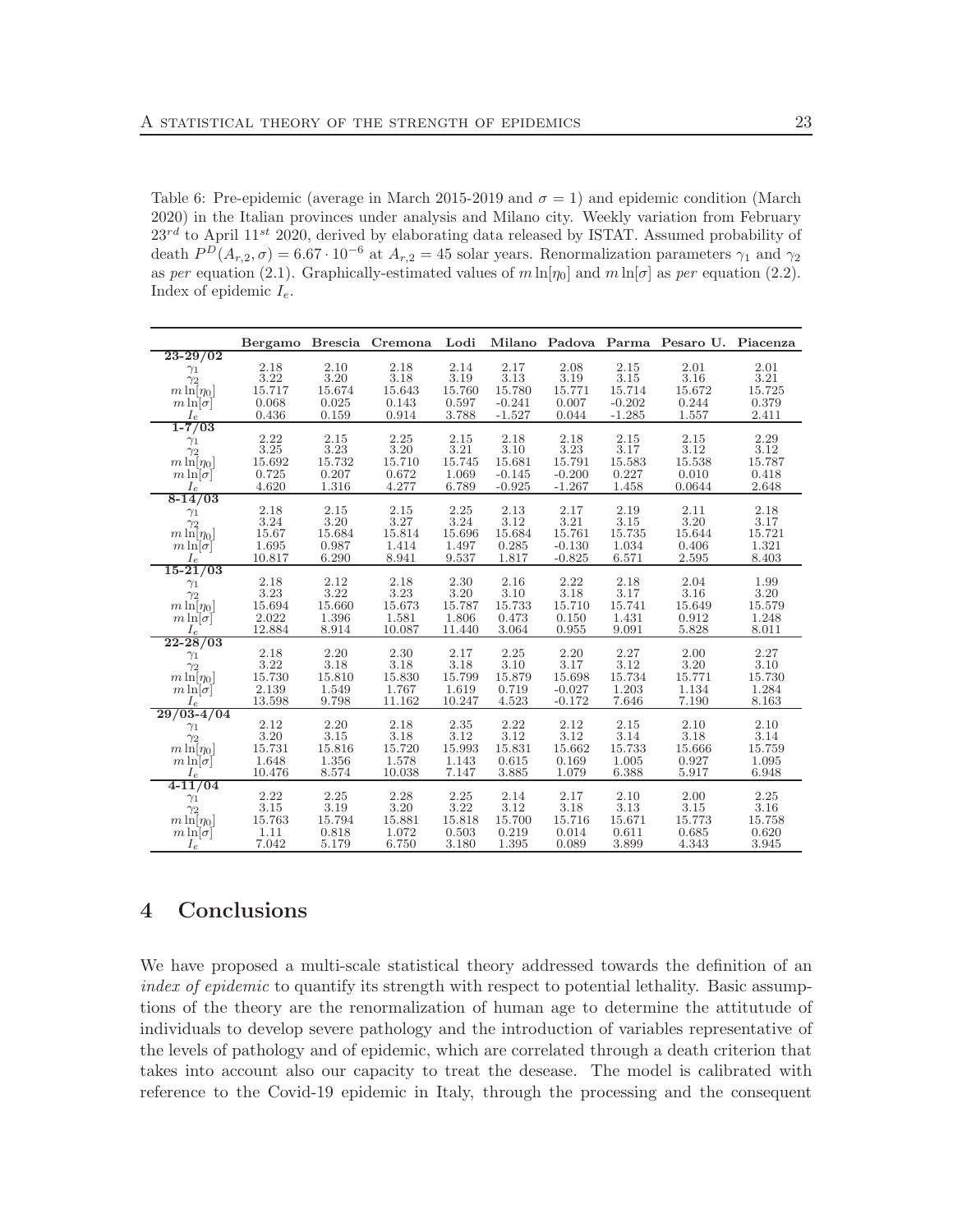Table 6: Pre-epidemic (average in March 2015-2019 and $\sigma = 1$) and epidemic condition (March 2020) in the Italian provinces under analysis and Milano city. Weekly variation from February $23^{rd}$ to April $11^{st}$ 2020, derived by elaborating data released by ISTAT. Assumed probability of death $P^D(A_{r,2}, \sigma) = 6.67 \cdot 10^{-6}$ at $A_{r,2} = 45$ solar years. Renormalization parameters $\gamma_1$ and $\gamma_2$ as *per* equation (2.1). Graphically-estimated values of $m \ln[\eta_0]$ and $m \ln[\sigma]$ as *per* equation (2.2). Index of epidemic $I_e$.

| | **Bergamo** | **Brescia** | **Cremona** | **Lodi** | **Milano** | **Padova** | **Parma** | **Pesaro U.** | **Piacenza** |
|---|---|---|---|---|---|---|---|---|---|
| **23-29/02** | | | | | | | | | |
| $\gamma_1$ | 2.18 | 2.10 | 2.18 | 2.14 | 2.17 | 2.08 | 2.15 | 2.01 | 2.01 |
| $\gamma_2$ | 3.22 | 3.20 | 3.18 | 3.19 | 3.13 | 3.19 | 3.15 | 3.16 | 3.21 |
| $m \ln[\eta_0]$ | 15.717 | 15.674 | 15.643 | 15.760 | 15.780 | 15.771 | 15.714 | 15.672 | 15.725 |
| $m \ln[\sigma]$ | 0.068 | 0.025 | 0.143 | 0.597 | -0.241 | 0.007 | -0.202 | 0.244 | 0.379 |
| $I_e$ | 0.436 | 0.159 | 0.914 | 3.788 | -1.527 | 0.044 | -1.285 | 1.557 | 2.411 |
| **1-7/03** | | | | | | | | | |
| $\gamma_1$ | 2.22 | 2.15 | 2.25 | 2.15 | 2.18 | 2.18 | 2.15 | 2.15 | 2.29 |
| $\gamma_2$ | 3.25 | 3.23 | 3.20 | 3.21 | 3.10 | 3.23 | 3.17 | 3.12 | 3.12 |
| $m \ln[\eta_0]$ | 15.692 | 15.732 | 15.710 | 15.745 | 15.681 | 15.791 | 15.583 | 15.538 | 15.787 |
| $m \ln[\sigma]$ | 0.725 | 0.207 | 0.672 | 1.069 | -0.145 | -0.200 | 0.227 | 0.010 | 0.418 |
| $I_e$ | 4.620 | 1.316 | 4.277 | 6.789 | -0.925 | -1.267 | 1.458 | 0.0644 | 2.648 |
| **8-14/03** | | | | | | | | | |
| $\gamma_1$ | 2.18 | 2.15 | 2.15 | 2.25 | 2.13 | 2.17 | 2.19 | 2.11 | 2.18 |
| $\gamma_2$ | 3.24 | 3.20 | 3.27 | 3.24 | 3.12 | 3.21 | 3.15 | 3.20 | 3.17 |
| $m \ln[\eta_0]$ | 15.67 | 15.684 | 15.814 | 15.696 | 15.684 | 15.761 | 15.735 | 15.644 | 15.721 |
| $m \ln[\sigma]$ | 1.695 | 0.987 | 1.414 | 1.497 | 0.285 | -0.130 | 1.034 | 0.406 | 1.321 |
| $I_e$ | 10.817 | 6.290 | 8.941 | 9.537 | 1.817 | -0.825 | 6.571 | 2.595 | 8.403 |
| **15-21/03** | | | | | | | | | |
| $\gamma_1$ | 2.18 | 2.12 | 2.18 | 2.30 | 2.16 | 2.22 | 2.18 | 2.04 | 1.99 |
| $\gamma_2$ | 3.23 | 3.22 | 3.23 | 3.20 | 3.10 | 3.18 | 3.17 | 3.16 | 3.20 |
| $m \ln[\eta_0]$ | 15.694 | 15.660 | 15.673 | 15.787 | 15.733 | 15.710 | 15.741 | 15.649 | 15.579 |
| $m \ln[\sigma]$ | 2.022 | 1.396 | 1.581 | 1.806 | 0.473 | 0.150 | 1.431 | 0.912 | 1.248 |
| $I_e$ | 12.884 | 8.914 | 10.087 | 11.440 | 3.064 | 0.955 | 9.091 | 5.828 | 8.011 |
| **22-28/03** | | | | | | | | | |
| $\gamma_1$ | 2.18 | 2.20 | 2.30 | 2.17 | 2.25 | 2.20 | 2.27 | 2.00 | 2.27 |
| $\gamma_2$ | 3.22 | 3.18 | 3.18 | 3.18 | 3.10 | 3.17 | 3.12 | 3.20 | 3.10 |
| $m \ln[\eta_0]$ | 15.730 | 15.810 | 15.830 | 15.799 | 15.879 | 15.698 | 15.734 | 15.771 | 15.730 |
| $m \ln[\sigma]$ | 2.139 | 1.549 | 1.767 | 1.619 | 0.719 | -0.027 | 1.203 | 1.134 | 1.284 |
| $I_e$ | 13.598 | 9.798 | 11.162 | 10.247 | 4.523 | -0.172 | 7.646 | 7.190 | 8.163 |
| **29/03-4/04** | | | | | | | | | |
| $\gamma_1$ | 2.12 | 2.20 | 2.18 | 2.35 | 2.22 | 2.12 | 2.15 | 2.10 | 2.10 |
| $\gamma_2$ | 3.20 | 3.15 | 3.18 | 3.12 | 3.12 | 3.12 | 3.14 | 3.18 | 3.14 |
| $m \ln[\eta_0]$ | 15.731 | 15.816 | 15.720 | 15.993 | 15.831 | 15.662 | 15.733 | 15.666 | 15.759 |
| $m \ln[\sigma]$ | 1.648 | 1.356 | 1.578 | 1.143 | 0.615 | 0.169 | 1.005 | 0.927 | 1.095 |
| $I_e$ | 10.476 | 8.574 | 10.038 | 7.147 | 3.885 | 1.079 | 6.388 | 5.917 | 6.948 |
| **4-11/04** | | | | | | | | | |
| $\gamma_1$ | 2.22 | 2.25 | 2.28 | 2.25 | 2.14 | 2.17 | 2.10 | 2.00 | 2.25 |
| $\gamma_2$ | 3.15 | 3.19 | 3.20 | 3.22 | 3.12 | 3.18 | 3.13 | 3.15 | 3.16 |
| $m \ln[\eta_0]$ | 15.763 | 15.794 | 15.881 | 15.818 | 15.700 | 15.716 | 15.671 | 15.773 | 15.758 |
| $m \ln[\sigma]$ | 1.11 | 0.818 | 1.072 | 0.503 | 0.219 | 0.014 | 0.611 | 0.685 | 0.620 |
| $I_e$ | 7.042 | 5.179 | 6.750 | 3.180 | 1.395 | 0.089 | 3.899 | 4.343 | 3.945 |

# 4 Conclusions

We have proposed a multi-scale statistical theory addressed towards the definition of an *index of epidemic* to quantify its strength with respect to potential lethality. Basic assumptions of the theory are the renormalization of human age to determine the attitutude of individuals to develop severe pathology and the introduction of variables representative of the levels of pathology and of epidemic, which are correlated through a death criterion that takes into account also our capacity to treat the desease. The model is calibrated with reference to the Covid-19 epidemic in Italy, through the processing and the consequent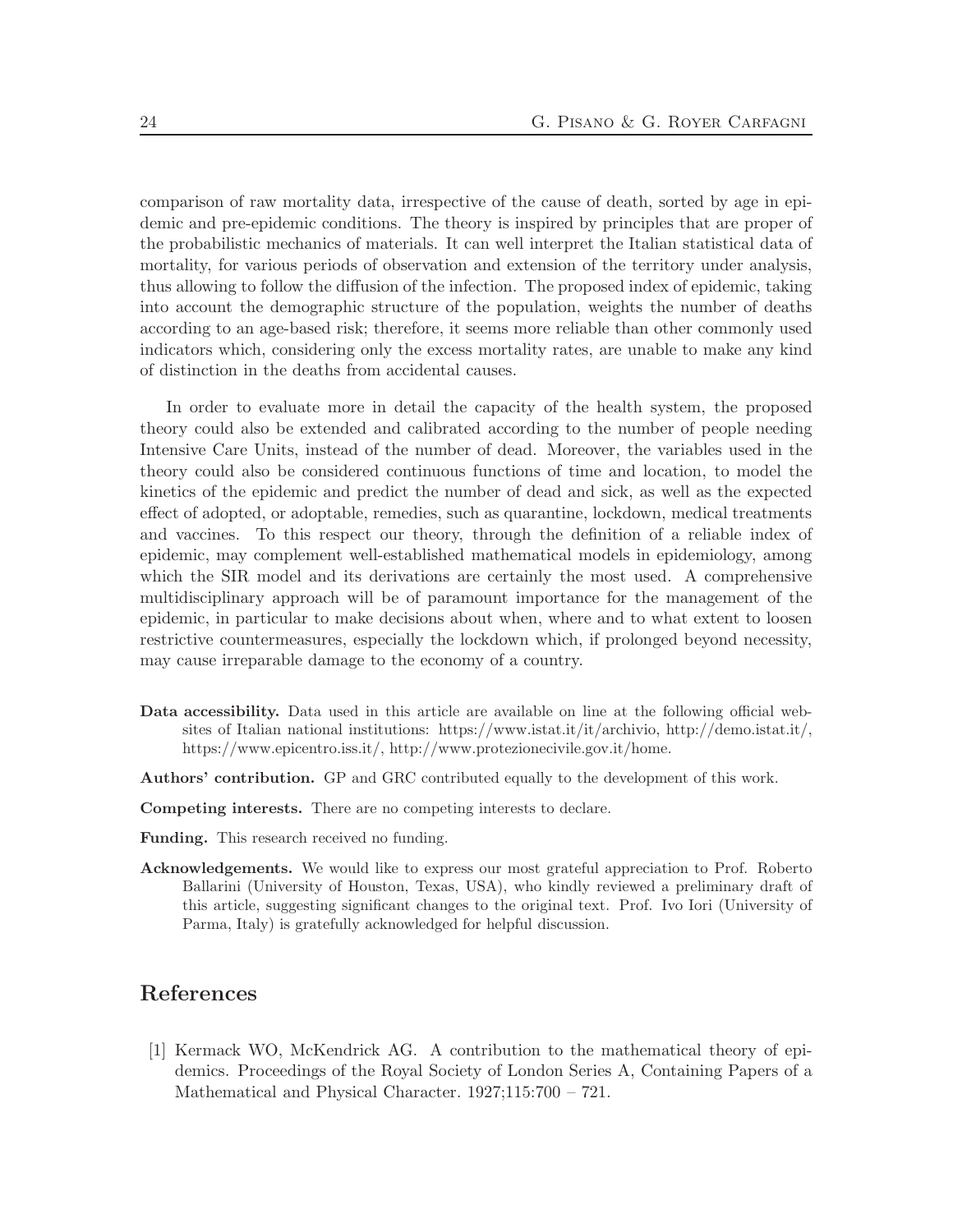comparison of raw mortality data, irrespective of the cause of death, sorted by age in epidemic and pre-epidemic conditions. The theory is inspired by principles that are proper of the probabilistic mechanics of materials. It can well interpret the Italian statistical data of mortality, for various periods of observation and extension of the territory under analysis, thus allowing to follow the diffusion of the infection. The proposed index of epidemic, taking into account the demographic structure of the population, weights the number of deaths according to an age-based risk; therefore, it seems more reliable than other commonly used indicators which, considering only the excess mortality rates, are unable to make any kind of distinction in the deaths from accidental causes.

In order to evaluate more in detail the capacity of the health system, the proposed theory could also be extended and calibrated according to the number of people needing Intensive Care Units, instead of the number of dead. Moreover, the variables used in the theory could also be considered continuous functions of time and location, to model the kinetics of the epidemic and predict the number of dead and sick, as well as the expected effect of adopted, or adoptable, remedies, such as quarantine, lockdown, medical treatments and vaccines. To this respect our theory, through the definition of a reliable index of epidemic, may complement well-established mathematical models in epidemiology, among which the SIR model and its derivations are certainly the most used. A comprehensive multidisciplinary approach will be of paramount importance for the management of the epidemic, in particular to make decisions about when, where and to what extent to loosen restrictive countermeasures, especially the lockdown which, if prolonged beyond necessity, may cause irreparable damage to the economy of a country.

**Data accessibility.** Data used in this article are available on line at the following official websites of Italian national institutions: https://www.istat.it/it/archivio, http://demo.istat.it/, https://www.epicentro.iss.it/, http://www.protezionecivile.gov.it/home.

**Authors' contribution.** GP and GRC contributed equally to the development of this work.

**Competing interests.** There are no competing interests to declare.

**Funding.** This research received no funding.

**Acknowledgements.** We would like to express our most grateful appreciation to Prof. Roberto Ballarini (University of Houston, Texas, USA), who kindly reviewed a preliminary draft of this article, suggesting significant changes to the original text. Prof. Ivo Iori (University of Parma, Italy) is gratefully acknowledged for helpful discussion.

## References

[1] Kermack WO, McKendrick AG. A contribution to the mathematical theory of epidemics. Proceedings of the Royal Society of London Series A, Containing Papers of a Mathematical and Physical Character. 1927;115:700 – 721.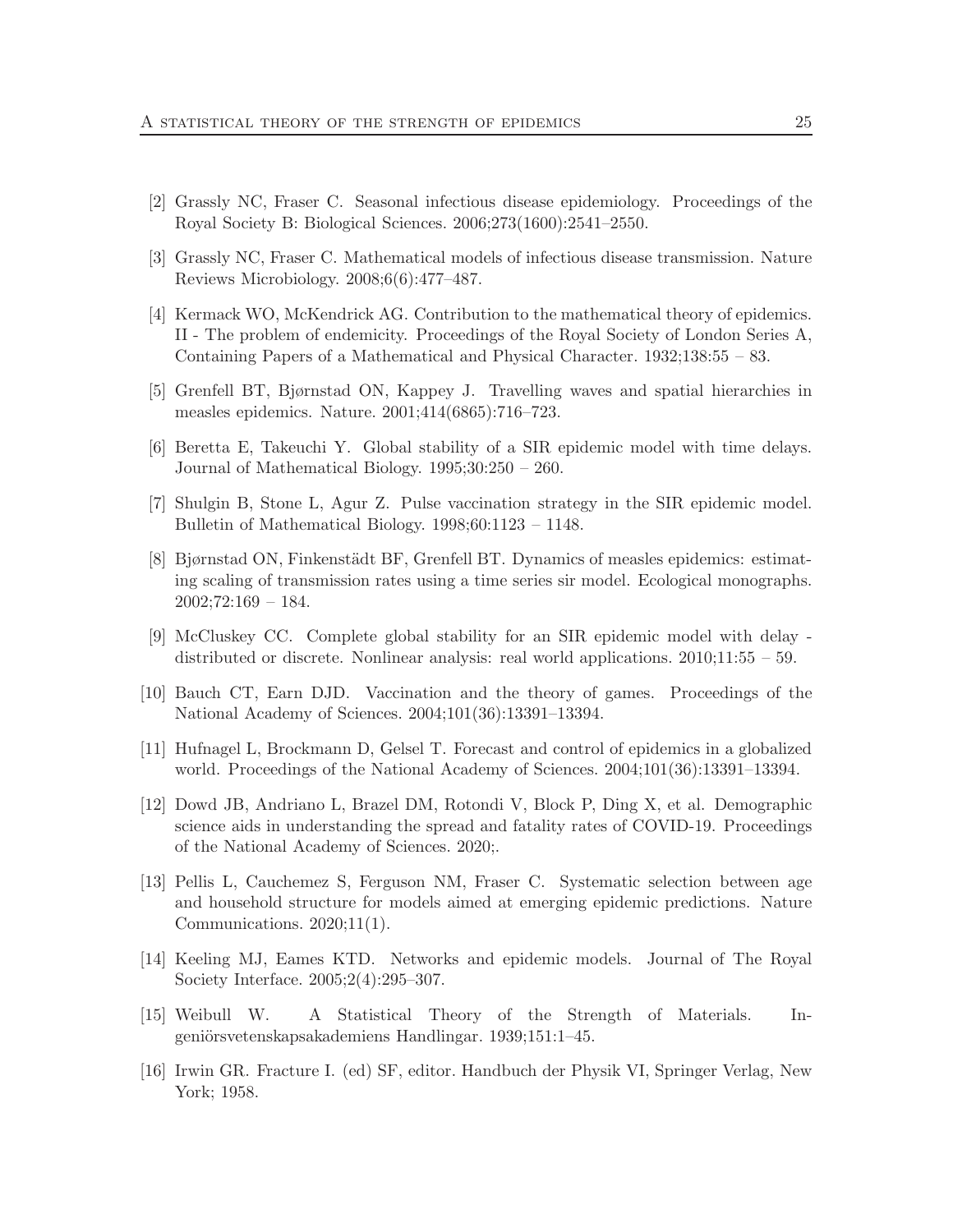[2] Grassly NC, Fraser C. Seasonal infectious disease epidemiology. Proceedings of the Royal Society B: Biological Sciences. 2006;273(1600):2541–2550.

[3] Grassly NC, Fraser C. Mathematical models of infectious disease transmission. Nature Reviews Microbiology. 2008;6(6):477–487.

[4] Kermack WO, McKendrick AG. Contribution to the mathematical theory of epidemics. II - The problem of endemicity. Proceedings of the Royal Society of London Series A, Containing Papers of a Mathematical and Physical Character. 1932;138:55 – 83.

[5] Grenfell BT, Bjørnstad ON, Kappey J. Travelling waves and spatial hierarchies in measles epidemics. Nature. 2001;414(6865):716–723.

[6] Beretta E, Takeuchi Y. Global stability of a SIR epidemic model with time delays. Journal of Mathematical Biology. 1995;30:250 – 260.

[7] Shulgin B, Stone L, Agur Z. Pulse vaccination strategy in the SIR epidemic model. Bulletin of Mathematical Biology. 1998;60:1123 – 1148.

[8] Bjørnstad ON, Finkenstädt BF, Grenfell BT. Dynamics of measles epidemics: estimating scaling of transmission rates using a time series sir model. Ecological monographs. 2002;72:169 – 184.

[9] McCluskey CC. Complete global stability for an SIR epidemic model with delay - distributed or discrete. Nonlinear analysis: real world applications. 2010;11:55 – 59.

[10] Bauch CT, Earn DJD. Vaccination and the theory of games. Proceedings of the National Academy of Sciences. 2004;101(36):13391–13394.

[11] Hufnagel L, Brockmann D, Gelsel T. Forecast and control of epidemics in a globalized world. Proceedings of the National Academy of Sciences. 2004;101(36):13391–13394.

[12] Dowd JB, Andriano L, Brazel DM, Rotondi V, Block P, Ding X, et al. Demographic science aids in understanding the spread and fatality rates of COVID-19. Proceedings of the National Academy of Sciences. 2020;.

[13] Pellis L, Cauchemez S, Ferguson NM, Fraser C. Systematic selection between age and household structure for models aimed at emerging epidemic predictions. Nature Communications. 2020;11(1).

[14] Keeling MJ, Eames KTD. Networks and epidemic models. Journal of The Royal Society Interface. 2005;2(4):295–307.

[15] Weibull W. A Statistical Theory of the Strength of Materials. Ingeniörsvetenskapsakademiens Handlingar. 1939;151:1–45.

[16] Irwin GR. Fracture I. (ed) SF, editor. Handbuch der Physik VI, Springer Verlag, New York; 1958.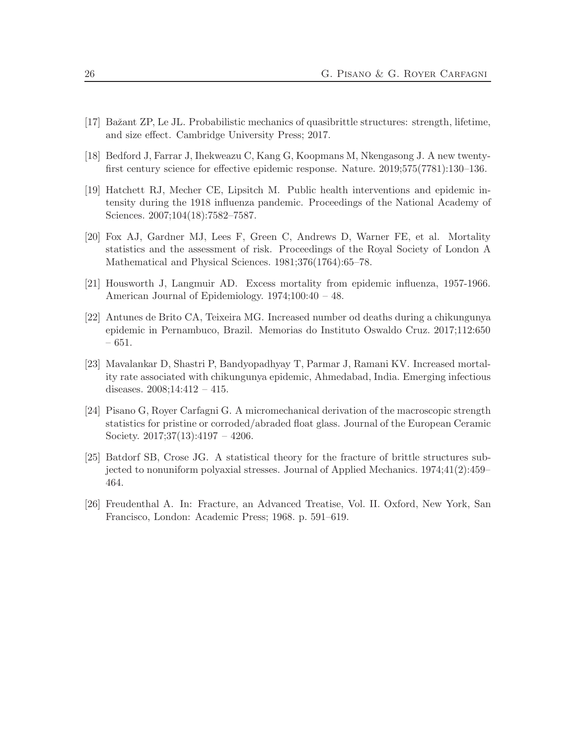[17] Bažant ZP, Le JL. Probabilistic mechanics of quasibrittle structures: strength, lifetime, and size effect. Cambridge University Press; 2017.

[18] Bedford J, Farrar J, Ihekweazu C, Kang G, Koopmans M, Nkengasong J. A new twenty-first century science for effective epidemic response. Nature. 2019;575(7781):130–136.

[19] Hatchett RJ, Mecher CE, Lipsitch M. Public health interventions and epidemic intensity during the 1918 influenza pandemic. Proceedings of the National Academy of Sciences. 2007;104(18):7582–7587.

[20] Fox AJ, Gardner MJ, Lees F, Green C, Andrews D, Warner FE, et al. Mortality statistics and the assessment of risk. Proceedings of the Royal Society of London A Mathematical and Physical Sciences. 1981;376(1764):65–78.

[21] Housworth J, Langmuir AD. Excess mortality from epidemic influenza, 1957-1966. American Journal of Epidemiology. 1974;100:40 – 48.

[22] Antunes de Brito CA, Teixeira MG. Increased number od deaths during a chikungunya epidemic in Pernambuco, Brazil. Memorias do Instituto Oswaldo Cruz. 2017;112:650 – 651.

[23] Mavalankar D, Shastri P, Bandyopadhyay T, Parmar J, Ramani KV. Increased mortality rate associated with chikungunya epidemic, Ahmedabad, India. Emerging infectious diseases. 2008;14:412 – 415.

[24] Pisano G, Royer Carfagni G. A micromechanical derivation of the macroscopic strength statistics for pristine or corroded/abraded float glass. Journal of the European Ceramic Society. 2017;37(13):4197 – 4206.

[25] Batdorf SB, Crose JG. A statistical theory for the fracture of brittle structures subjected to nonuniform polyaxial stresses. Journal of Applied Mechanics. 1974;41(2):459–464.

[26] Freudenthal A. In: Fracture, an Advanced Treatise, Vol. II. Oxford, New York, San Francisco, London: Academic Press; 1968. p. 591–619.